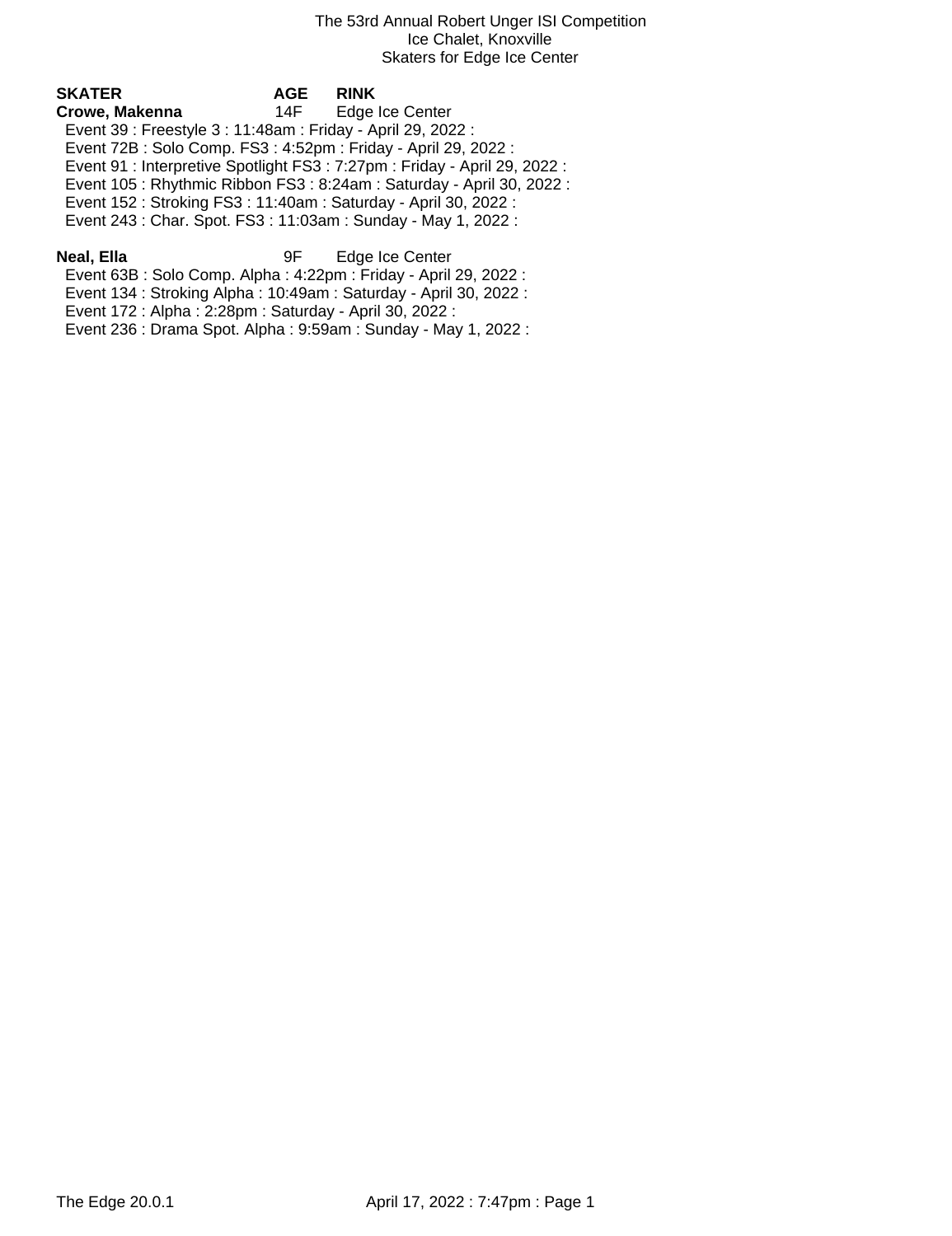The 53rd Annual Robert Unger ISI Competition
Ice Chalet, Knoxville
Skaters for Edge Ice Center

| SKATER | AGE | RINK |
|---|---|---|
| **Crowe, Makenna** | 14F | Edge Ice Center |

Event 39 : Freestyle 3 : 11:48am : Friday - April 29, 2022 :
Event 72B : Solo Comp. FS3 : 4:52pm : Friday - April 29, 2022 :
Event 91 : Interpretive Spotlight FS3 : 7:27pm : Friday - April 29, 2022 :
Event 105 : Rhythmic Ribbon FS3 : 8:24am : Saturday - April 30, 2022 :
Event 152 : Stroking FS3 : 11:40am : Saturday - April 30, 2022 :
Event 243 : Char. Spot. FS3 : 11:03am : Sunday - May 1, 2022 :

| SKATER | AGE | RINK |
|---|---|---|
| **Neal, Ella** | 9F | Edge Ice Center |

Event 63B : Solo Comp. Alpha : 4:22pm : Friday - April 29, 2022 :
Event 134 : Stroking Alpha : 10:49am : Saturday - April 30, 2022 :
Event 172 : Alpha : 2:28pm : Saturday - April 30, 2022 :
Event 236 : Drama Spot. Alpha : 9:59am : Sunday - May 1, 2022 :

The Edge 20.0.1 April 17, 2022 : 7:47pm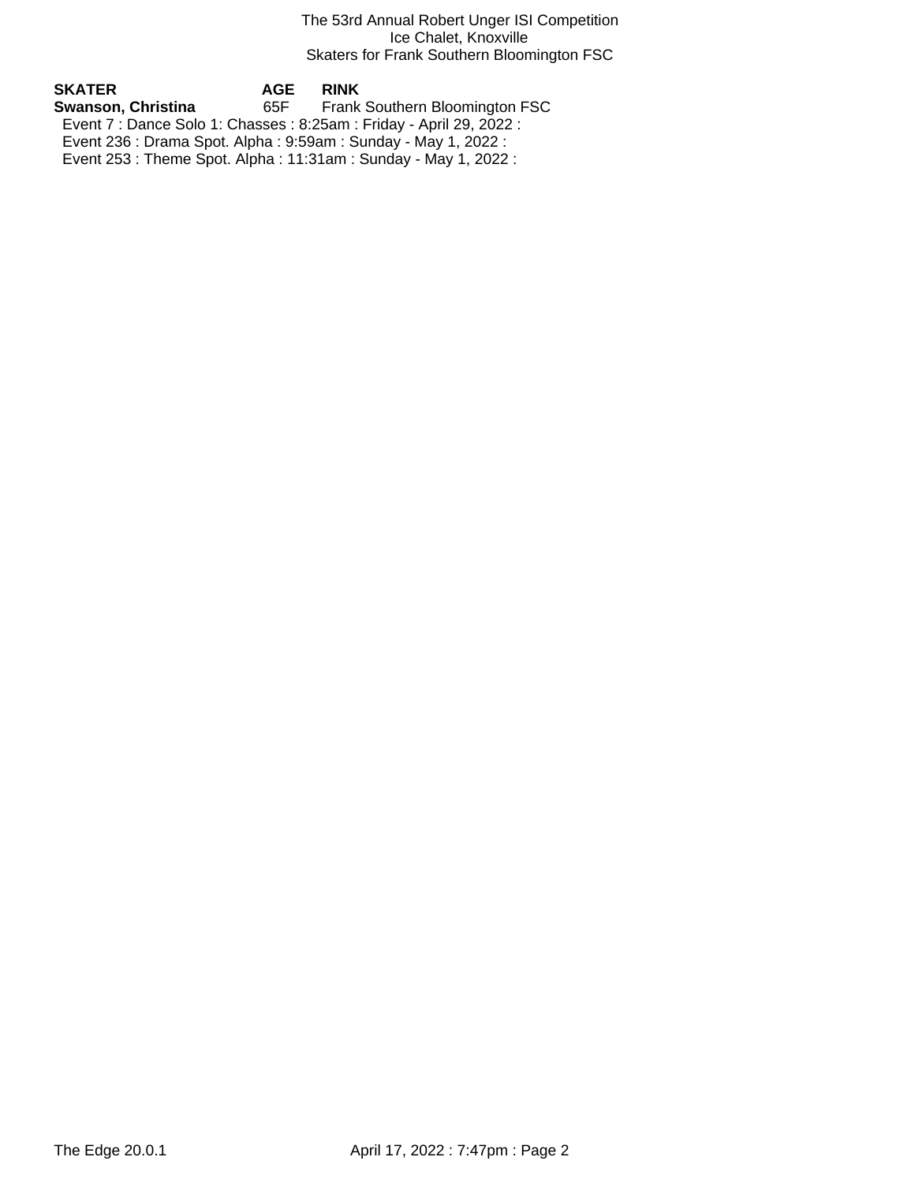The 53rd Annual Robert Unger ISI Competition
Ice Chalet, Knoxville
Skaters for Frank Southern Bloomington FSC

| SKATER | AGE | RINK |
| --- | --- | --- |
| **Swanson, Christina** | 65F | Frank Southern Bloomington FSC |

Event 7 : Dance Solo 1: Chasses : 8:25am : Friday - April 29, 2022 :
Event 236 : Drama Spot. Alpha : 9:59am : Sunday - May 1, 2022 :
Event 253 : Theme Spot. Alpha : 11:31am : Sunday - May 1, 2022 :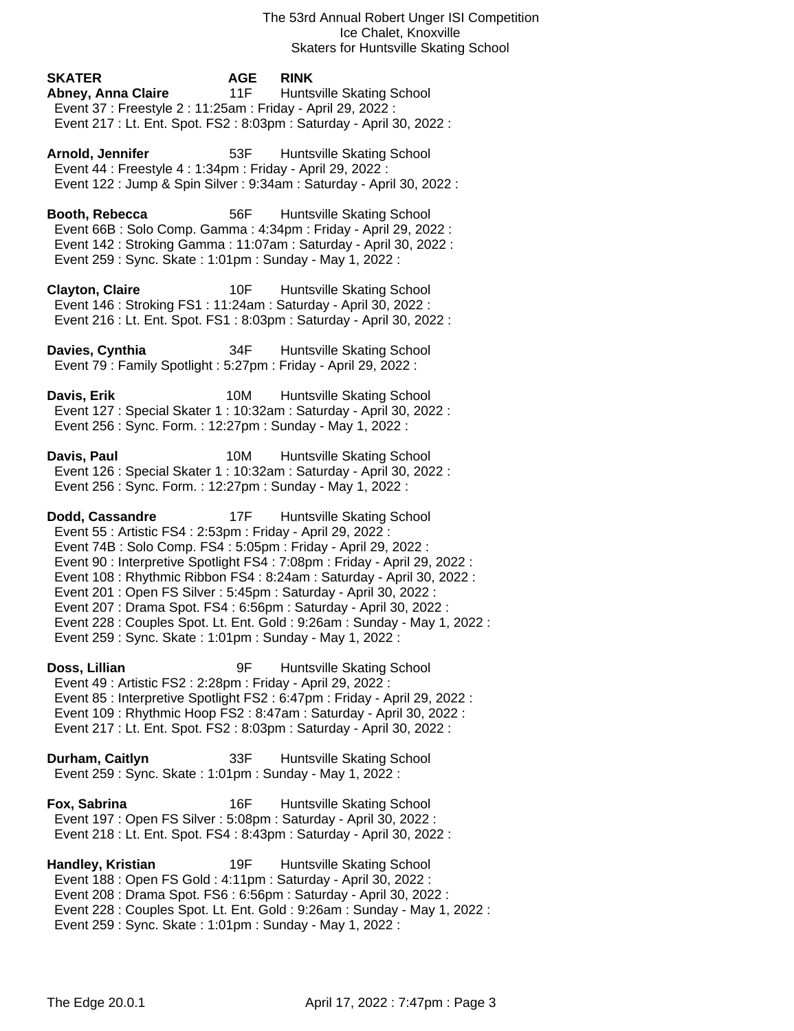The 53rd Annual Robert Unger ISI Competition
Ice Chalet, Knoxville
Skaters for Huntsville Skating School

**SKATER** **AGE** **RINK**

**Abney, Anna Claire** 11F Huntsville Skating School
Event 37 : Freestyle 2 : 11:25am : Friday - April 29, 2022 :
Event 217 : Lt. Ent. Spot. FS2 : 8:03pm : Saturday - April 30, 2022 :

**Arnold, Jennifer** 53F Huntsville Skating School
Event 44 : Freestyle 4 : 1:34pm : Friday - April 29, 2022 :
Event 122 : Jump & Spin Silver : 9:34am : Saturday - April 30, 2022 :

**Booth, Rebecca** 56F Huntsville Skating School
Event 66B : Solo Comp. Gamma : 4:34pm : Friday - April 29, 2022 :
Event 142 : Stroking Gamma : 11:07am : Saturday - April 30, 2022 :
Event 259 : Sync. Skate : 1:01pm : Sunday - May 1, 2022 :

**Clayton, Claire** 10F Huntsville Skating School
Event 146 : Stroking FS1 : 11:24am : Saturday - April 30, 2022 :
Event 216 : Lt. Ent. Spot. FS1 : 8:03pm : Saturday - April 30, 2022 :

**Davies, Cynthia** 34F Huntsville Skating School
Event 79 : Family Spotlight : 5:27pm : Friday - April 29, 2022 :

**Davis, Erik** 10M Huntsville Skating School
Event 127 : Special Skater 1 : 10:32am : Saturday - April 30, 2022 :
Event 256 : Sync. Form. : 12:27pm : Sunday - May 1, 2022 :

**Davis, Paul** 10M Huntsville Skating School
Event 126 : Special Skater 1 : 10:32am : Saturday - April 30, 2022 :
Event 256 : Sync. Form. : 12:27pm : Sunday - May 1, 2022 :

**Dodd, Cassandre** 17F Huntsville Skating School
Event 55 : Artistic FS4 : 2:53pm : Friday - April 29, 2022 :
Event 74B : Solo Comp. FS4 : 5:05pm : Friday - April 29, 2022 :
Event 90 : Interpretive Spotlight FS4 : 7:08pm : Friday - April 29, 2022 :
Event 108 : Rhythmic Ribbon FS4 : 8:24am : Saturday - April 30, 2022 :
Event 201 : Open FS Silver : 5:45pm : Saturday - April 30, 2022 :
Event 207 : Drama Spot. FS4 : 6:56pm : Saturday - April 30, 2022 :
Event 228 : Couples Spot. Lt. Ent. Gold : 9:26am : Sunday - May 1, 2022 :
Event 259 : Sync. Skate : 1:01pm : Sunday - May 1, 2022 :

**Doss, Lillian** 9F Huntsville Skating School
Event 49 : Artistic FS2 : 2:28pm : Friday - April 29, 2022 :
Event 85 : Interpretive Spotlight FS2 : 6:47pm : Friday - April 29, 2022 :
Event 109 : Rhythmic Hoop FS2 : 8:47am : Saturday - April 30, 2022 :
Event 217 : Lt. Ent. Spot. FS2 : 8:03pm : Saturday - April 30, 2022 :

**Durham, Caitlyn** 33F Huntsville Skating School
Event 259 : Sync. Skate : 1:01pm : Sunday - May 1, 2022 :

**Fox, Sabrina** 16F Huntsville Skating School
Event 197 : Open FS Silver : 5:08pm : Saturday - April 30, 2022 :
Event 218 : Lt. Ent. Spot. FS4 : 8:43pm : Saturday - April 30, 2022 :

**Handley, Kristian** 19F Huntsville Skating School
Event 188 : Open FS Gold : 4:11pm : Saturday - April 30, 2022 :
Event 208 : Drama Spot. FS6 : 6:56pm : Saturday - April 30, 2022 :
Event 228 : Couples Spot. Lt. Ent. Gold : 9:26am : Sunday - May 1, 2022 :
Event 259 : Sync. Skate : 1:01pm : Sunday - May 1, 2022 :

The Edge 20.0.1 April 17, 2022 : 7:47pm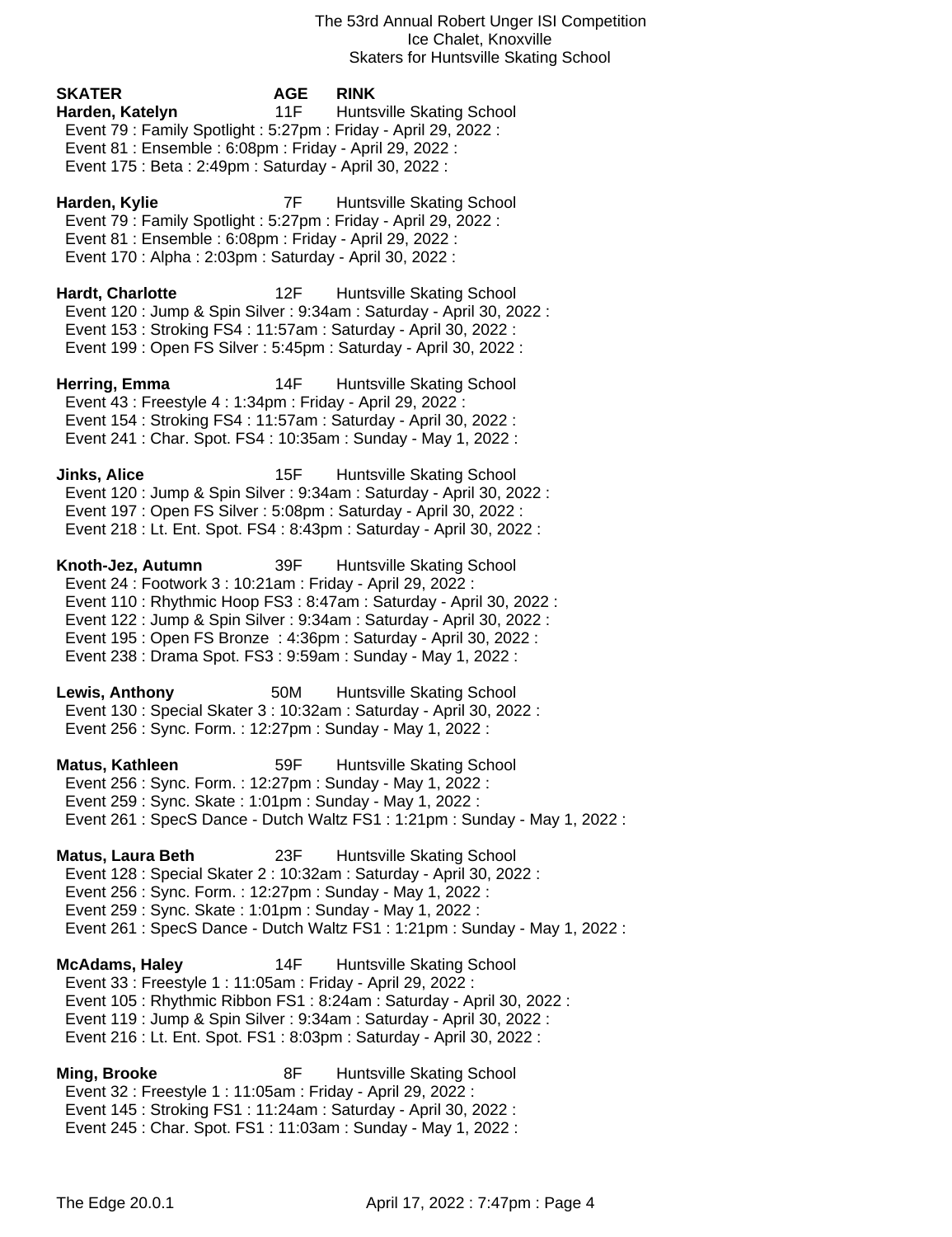The 53rd Annual Robert Unger ISI Competition
Ice Chalet, Knoxville
Skaters for Huntsville Skating School

**SKATER** **AGE** **RINK**

**Harden, Katelyn** 11F Huntsville Skating School
Event 79 : Family Spotlight : 5:27pm : Friday - April 29, 2022 :
Event 81 : Ensemble : 6:08pm : Friday - April 29, 2022 :
Event 175 : Beta : 2:49pm : Saturday - April 30, 2022 :

**Harden, Kylie** 7F Huntsville Skating School
Event 79 : Family Spotlight : 5:27pm : Friday - April 29, 2022 :
Event 81 : Ensemble : 6:08pm : Friday - April 29, 2022 :
Event 170 : Alpha : 2:03pm : Saturday - April 30, 2022 :

**Hardt, Charlotte** 12F Huntsville Skating School
Event 120 : Jump & Spin Silver : 9:34am : Saturday - April 30, 2022 :
Event 153 : Stroking FS4 : 11:57am : Saturday - April 30, 2022 :
Event 199 : Open FS Silver : 5:45pm : Saturday - April 30, 2022 :

**Herring, Emma** 14F Huntsville Skating School
Event 43 : Freestyle 4 : 1:34pm : Friday - April 29, 2022 :
Event 154 : Stroking FS4 : 11:57am : Saturday - April 30, 2022 :
Event 241 : Char. Spot. FS4 : 10:35am : Sunday - May 1, 2022 :

**Jinks, Alice** 15F Huntsville Skating School
Event 120 : Jump & Spin Silver : 9:34am : Saturday - April 30, 2022 :
Event 197 : Open FS Silver : 5:08pm : Saturday - April 30, 2022 :
Event 218 : Lt. Ent. Spot. FS4 : 8:43pm : Saturday - April 30, 2022 :

**Knoth-Jez, Autumn** 39F Huntsville Skating School
Event 24 : Footwork 3 : 10:21am : Friday - April 29, 2022 :
Event 110 : Rhythmic Hoop FS3 : 8:47am : Saturday - April 30, 2022 :
Event 122 : Jump & Spin Silver : 9:34am : Saturday - April 30, 2022 :
Event 195 : Open FS Bronze : 4:36pm : Saturday - April 30, 2022 :
Event 238 : Drama Spot. FS3 : 9:59am : Sunday - May 1, 2022 :

**Lewis, Anthony** 50M Huntsville Skating School
Event 130 : Special Skater 3 : 10:32am : Saturday - April 30, 2022 :
Event 256 : Sync. Form. : 12:27pm : Sunday - May 1, 2022 :

**Matus, Kathleen** 59F Huntsville Skating School
Event 256 : Sync. Form. : 12:27pm : Sunday - May 1, 2022 :
Event 259 : Sync. Skate : 1:01pm : Sunday - May 1, 2022 :
Event 261 : SpecS Dance - Dutch Waltz FS1 : 1:21pm : Sunday - May 1, 2022 :

**Matus, Laura Beth** 23F Huntsville Skating School
Event 128 : Special Skater 2 : 10:32am : Saturday - April 30, 2022 :
Event 256 : Sync. Form. : 12:27pm : Sunday - May 1, 2022 :
Event 259 : Sync. Skate : 1:01pm : Sunday - May 1, 2022 :
Event 261 : SpecS Dance - Dutch Waltz FS1 : 1:21pm : Sunday - May 1, 2022 :

**McAdams, Haley** 14F Huntsville Skating School
Event 33 : Freestyle 1 : 11:05am : Friday - April 29, 2022 :
Event 105 : Rhythmic Ribbon FS1 : 8:24am : Saturday - April 30, 2022 :
Event 119 : Jump & Spin Silver : 9:34am : Saturday - April 30, 2022 :
Event 216 : Lt. Ent. Spot. FS1 : 8:03pm : Saturday - April 30, 2022 :

**Ming, Brooke** 8F Huntsville Skating School
Event 32 : Freestyle 1 : 11:05am : Friday - April 29, 2022 :
Event 145 : Stroking FS1 : 11:24am : Saturday - April 30, 2022 :
Event 245 : Char. Spot. FS1 : 11:03am : Sunday - May 1, 2022 :

The Edge 20.0.1 April 17, 2022 : 7:47pm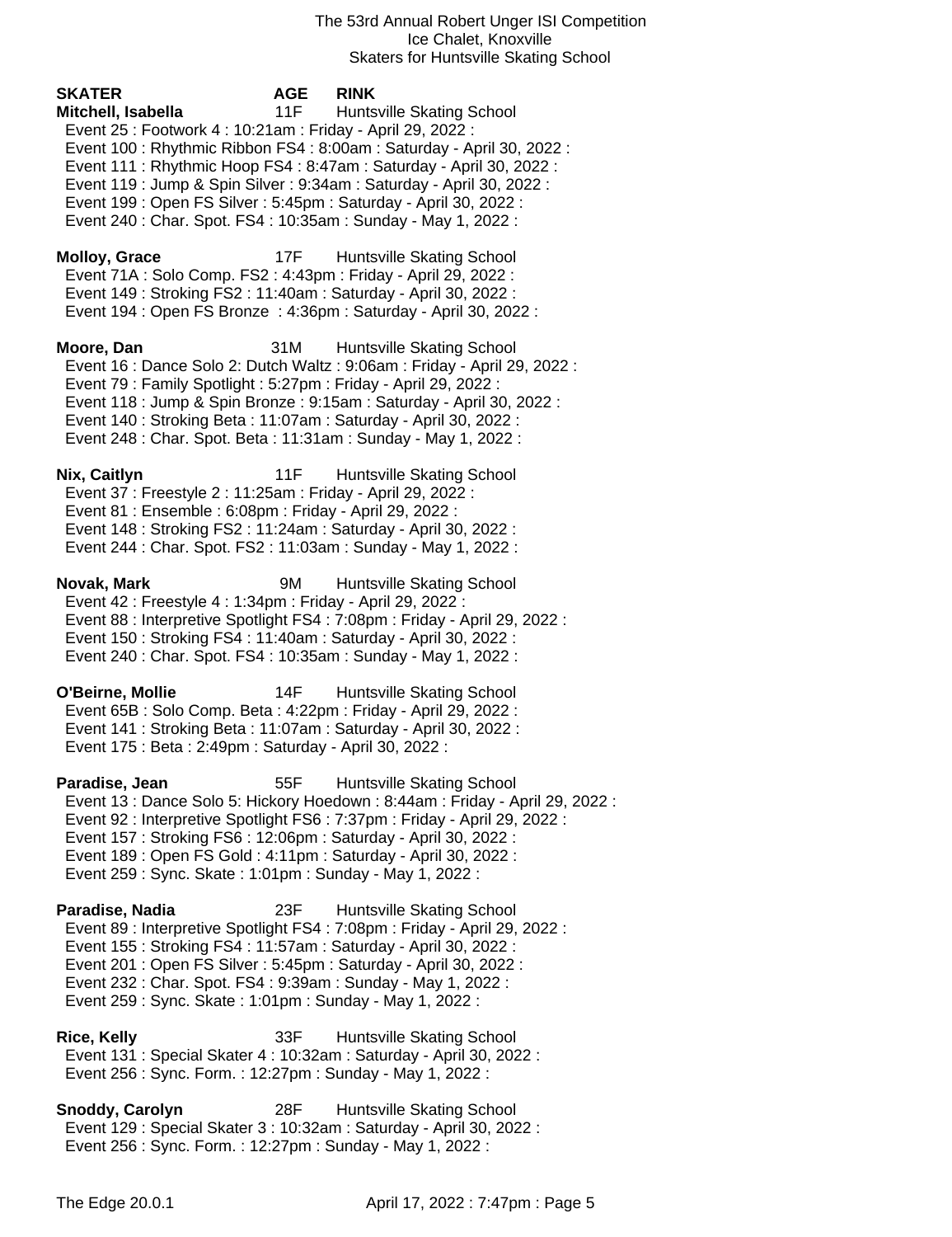The 53rd Annual Robert Unger ISI Competition
Ice Chalet, Knoxville
Skaters for Huntsville Skating School

| SKATER | AGE | RINK |
|---|---|---|

**Mitchell, Isabella** 11F Huntsville Skating School
- Event 25 : Footwork 4 : 10:21am : Friday - April 29, 2022 :
- Event 100 : Rhythmic Ribbon FS4 : 8:00am : Saturday - April 30, 2022 :
- Event 111 : Rhythmic Hoop FS4 : 8:47am : Saturday - April 30, 2022 :
- Event 119 : Jump & Spin Silver : 9:34am : Saturday - April 30, 2022 :
- Event 199 : Open FS Silver : 5:45pm : Saturday - April 30, 2022 :
- Event 240 : Char. Spot. FS4 : 10:35am : Sunday - May 1, 2022 :

**Molloy, Grace** 17F Huntsville Skating School
- Event 71A : Solo Comp. FS2 : 4:43pm : Friday - April 29, 2022 :
- Event 149 : Stroking FS2 : 11:40am : Saturday - April 30, 2022 :
- Event 194 : Open FS Bronze : 4:36pm : Saturday - April 30, 2022 :

**Moore, Dan** 31M Huntsville Skating School
- Event 16 : Dance Solo 2: Dutch Waltz : 9:06am : Friday - April 29, 2022 :
- Event 79 : Family Spotlight : 5:27pm : Friday - April 29, 2022 :
- Event 118 : Jump & Spin Bronze : 9:15am : Saturday - April 30, 2022 :
- Event 140 : Stroking Beta : 11:07am : Saturday - April 30, 2022 :
- Event 248 : Char. Spot. Beta : 11:31am : Sunday - May 1, 2022 :

**Nix, Caitlyn** 11F Huntsville Skating School
- Event 37 : Freestyle 2 : 11:25am : Friday - April 29, 2022 :
- Event 81 : Ensemble : 6:08pm : Friday - April 29, 2022 :
- Event 148 : Stroking FS2 : 11:24am : Saturday - April 30, 2022 :
- Event 244 : Char. Spot. FS2 : 11:03am : Sunday - May 1, 2022 :

**Novak, Mark** 9M Huntsville Skating School
- Event 42 : Freestyle 4 : 1:34pm : Friday - April 29, 2022 :
- Event 88 : Interpretive Spotlight FS4 : 7:08pm : Friday - April 29, 2022 :
- Event 150 : Stroking FS4 : 11:40am : Saturday - April 30, 2022 :
- Event 240 : Char. Spot. FS4 : 10:35am : Sunday - May 1, 2022 :

**O'Beirne, Mollie** 14F Huntsville Skating School
- Event 65B : Solo Comp. Beta : 4:22pm : Friday - April 29, 2022 :
- Event 141 : Stroking Beta : 11:07am : Saturday - April 30, 2022 :
- Event 175 : Beta : 2:49pm : Saturday - April 30, 2022 :

**Paradise, Jean** 55F Huntsville Skating School
- Event 13 : Dance Solo 5: Hickory Hoedown : 8:44am : Friday - April 29, 2022 :
- Event 92 : Interpretive Spotlight FS6 : 7:37pm : Friday - April 29, 2022 :
- Event 157 : Stroking FS6 : 12:06pm : Saturday - April 30, 2022 :
- Event 189 : Open FS Gold : 4:11pm : Saturday - April 30, 2022 :
- Event 259 : Sync. Skate : 1:01pm : Sunday - May 1, 2022 :

**Paradise, Nadia** 23F Huntsville Skating School
- Event 89 : Interpretive Spotlight FS4 : 7:08pm : Friday - April 29, 2022 :
- Event 155 : Stroking FS4 : 11:57am : Saturday - April 30, 2022 :
- Event 201 : Open FS Silver : 5:45pm : Saturday - April 30, 2022 :
- Event 232 : Char. Spot. FS4 : 9:39am : Sunday - May 1, 2022 :
- Event 259 : Sync. Skate : 1:01pm : Sunday - May 1, 2022 :

**Rice, Kelly** 33F Huntsville Skating School
- Event 131 : Special Skater 4 : 10:32am : Saturday - April 30, 2022 :
- Event 256 : Sync. Form. : 12:27pm : Sunday - May 1, 2022 :

**Snoddy, Carolyn** 28F Huntsville Skating School
- Event 129 : Special Skater 3 : 10:32am : Saturday - April 30, 2022 :
- Event 256 : Sync. Form. : 12:27pm : Sunday - May 1, 2022 :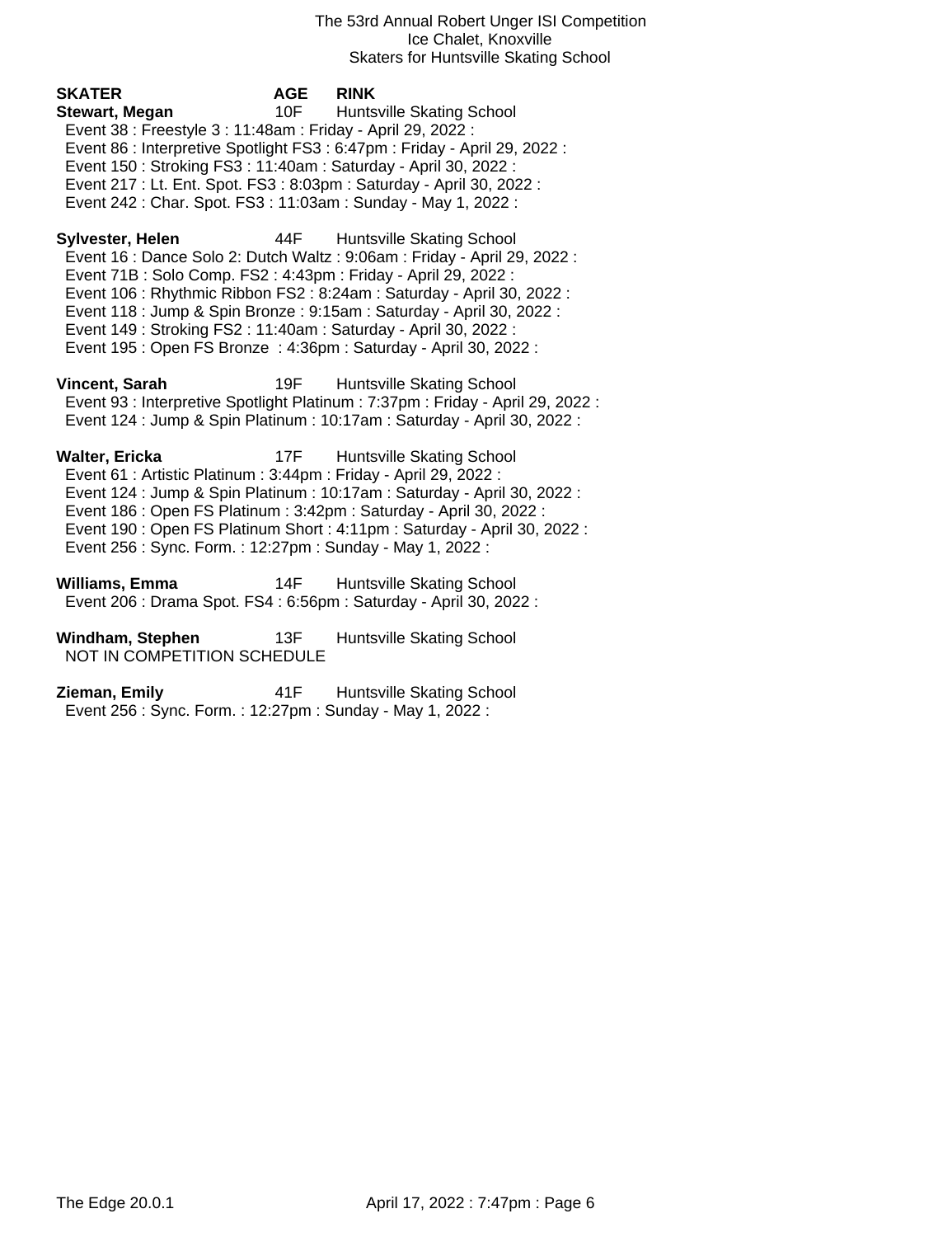The 53rd Annual Robert Unger ISI Competition
Ice Chalet, Knoxville
Skaters for Huntsville Skating School

| SKATER | AGE | RINK |
|---|---|---|
| **Stewart, Megan** | 10F | Huntsville Skating School |

Event 38 : Freestyle 3 : 11:48am : Friday - April 29, 2022 :
Event 86 : Interpretive Spotlight FS3 : 6:47pm : Friday - April 29, 2022 :
Event 150 : Stroking FS3 : 11:40am : Saturday - April 30, 2022 :
Event 217 : Lt. Ent. Spot. FS3 : 8:03pm : Saturday - April 30, 2022 :
Event 242 : Char. Spot. FS3 : 11:03am : Sunday - May 1, 2022 :

**Sylvester, Helen** 44F Huntsville Skating School
Event 16 : Dance Solo 2: Dutch Waltz : 9:06am : Friday - April 29, 2022 :
Event 71B : Solo Comp. FS2 : 4:43pm : Friday - April 29, 2022 :
Event 106 : Rhythmic Ribbon FS2 : 8:24am : Saturday - April 30, 2022 :
Event 118 : Jump & Spin Bronze : 9:15am : Saturday - April 30, 2022 :
Event 149 : Stroking FS2 : 11:40am : Saturday - April 30, 2022 :
Event 195 : Open FS Bronze : 4:36pm : Saturday - April 30, 2022 :

**Vincent, Sarah** 19F Huntsville Skating School
Event 93 : Interpretive Spotlight Platinum : 7:37pm : Friday - April 29, 2022 :
Event 124 : Jump & Spin Platinum : 10:17am : Saturday - April 30, 2022 :

**Walter, Ericka** 17F Huntsville Skating School
Event 61 : Artistic Platinum : 3:44pm : Friday - April 29, 2022 :
Event 124 : Jump & Spin Platinum : 10:17am : Saturday - April 30, 2022 :
Event 186 : Open FS Platinum : 3:42pm : Saturday - April 30, 2022 :
Event 190 : Open FS Platinum Short : 4:11pm : Saturday - April 30, 2022 :
Event 256 : Sync. Form. : 12:27pm : Sunday - May 1, 2022 :

**Williams, Emma** 14F Huntsville Skating School
Event 206 : Drama Spot. FS4 : 6:56pm : Saturday - April 30, 2022 :

**Windham, Stephen** 13F Huntsville Skating School
NOT IN COMPETITION SCHEDULE

**Zieman, Emily** 41F Huntsville Skating School
Event 256 : Sync. Form. : 12:27pm : Sunday - May 1, 2022 :

The Edge 20.0.1 April 17, 2022 : 7:47pm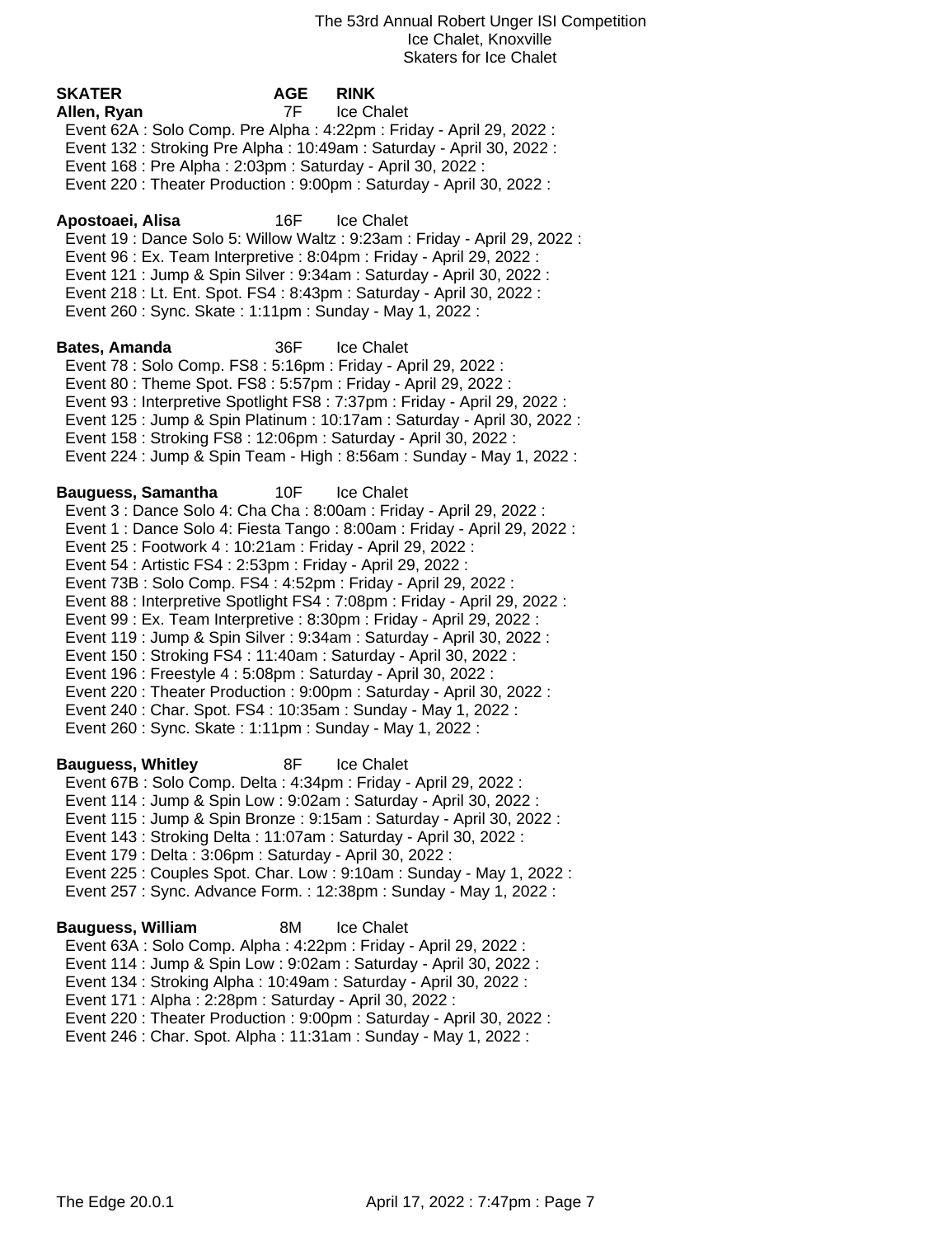The 53rd Annual Robert Unger ISI Competition
Ice Chalet, Knoxville
Skaters for Ice Chalet

| SKATER | AGE | RINK |
|---|---|---|

**Allen, Ryan** 7F Ice Chalet
Event 62A : Solo Comp. Pre Alpha : 4:22pm : Friday - April 29, 2022 :
Event 132 : Stroking Pre Alpha : 10:49am : Saturday - April 30, 2022 :
Event 168 : Pre Alpha : 2:03pm : Saturday - April 30, 2022 :
Event 220 : Theater Production : 9:00pm : Saturday - April 30, 2022 :

**Apostoaei, Alisa** 16F Ice Chalet
Event 19 : Dance Solo 5: Willow Waltz : 9:23am : Friday - April 29, 2022 :
Event 96 : Ex. Team Interpretive : 8:04pm : Friday - April 29, 2022 :
Event 121 : Jump & Spin Silver : 9:34am : Saturday - April 30, 2022 :
Event 218 : Lt. Ent. Spot. FS4 : 8:43pm : Saturday - April 30, 2022 :
Event 260 : Sync. Skate : 1:11pm : Sunday - May 1, 2022 :

**Bates, Amanda** 36F Ice Chalet
Event 78 : Solo Comp. FS8 : 5:16pm : Friday - April 29, 2022 :
Event 80 : Theme Spot. FS8 : 5:57pm : Friday - April 29, 2022 :
Event 93 : Interpretive Spotlight FS8 : 7:37pm : Friday - April 29, 2022 :
Event 125 : Jump & Spin Platinum : 10:17am : Saturday - April 30, 2022 :
Event 158 : Stroking FS8 : 12:06pm : Saturday - April 30, 2022 :
Event 224 : Jump & Spin Team - High : 8:56am : Sunday - May 1, 2022 :

**Bauguess, Samantha** 10F Ice Chalet
Event 3 : Dance Solo 4: Cha Cha : 8:00am : Friday - April 29, 2022 :
Event 1 : Dance Solo 4: Fiesta Tango : 8:00am : Friday - April 29, 2022 :
Event 25 : Footwork 4 : 10:21am : Friday - April 29, 2022 :
Event 54 : Artistic FS4 : 2:53pm : Friday - April 29, 2022 :
Event 73B : Solo Comp. FS4 : 4:52pm : Friday - April 29, 2022 :
Event 88 : Interpretive Spotlight FS4 : 7:08pm : Friday - April 29, 2022 :
Event 99 : Ex. Team Interpretive : 8:30pm : Friday - April 29, 2022 :
Event 119 : Jump & Spin Silver : 9:34am : Saturday - April 30, 2022 :
Event 150 : Stroking FS4 : 11:40am : Saturday - April 30, 2022 :
Event 196 : Freestyle 4 : 5:08pm : Saturday - April 30, 2022 :
Event 220 : Theater Production : 9:00pm : Saturday - April 30, 2022 :
Event 240 : Char. Spot. FS4 : 10:35am : Sunday - May 1, 2022 :
Event 260 : Sync. Skate : 1:11pm : Sunday - May 1, 2022 :

**Bauguess, Whitley** 8F Ice Chalet
Event 67B : Solo Comp. Delta : 4:34pm : Friday - April 29, 2022 :
Event 114 : Jump & Spin Low : 9:02am : Saturday - April 30, 2022 :
Event 115 : Jump & Spin Bronze : 9:15am : Saturday - April 30, 2022 :
Event 143 : Stroking Delta : 11:07am : Saturday - April 30, 2022 :
Event 179 : Delta : 3:06pm : Saturday - April 30, 2022 :
Event 225 : Couples Spot. Char. Low : 9:10am : Sunday - May 1, 2022 :
Event 257 : Sync. Advance Form. : 12:38pm : Sunday - May 1, 2022 :

**Bauguess, William** 8M Ice Chalet
Event 63A : Solo Comp. Alpha : 4:22pm : Friday - April 29, 2022 :
Event 114 : Jump & Spin Low : 9:02am : Saturday - April 30, 2022 :
Event 134 : Stroking Alpha : 10:49am : Saturday - April 30, 2022 :
Event 171 : Alpha : 2:28pm : Saturday - April 30, 2022 :
Event 220 : Theater Production : 9:00pm : Saturday - April 30, 2022 :
Event 246 : Char. Spot. Alpha : 11:31am : Sunday - May 1, 2022 :

The Edge 20.0.1 April 17, 2022 : 7:47pm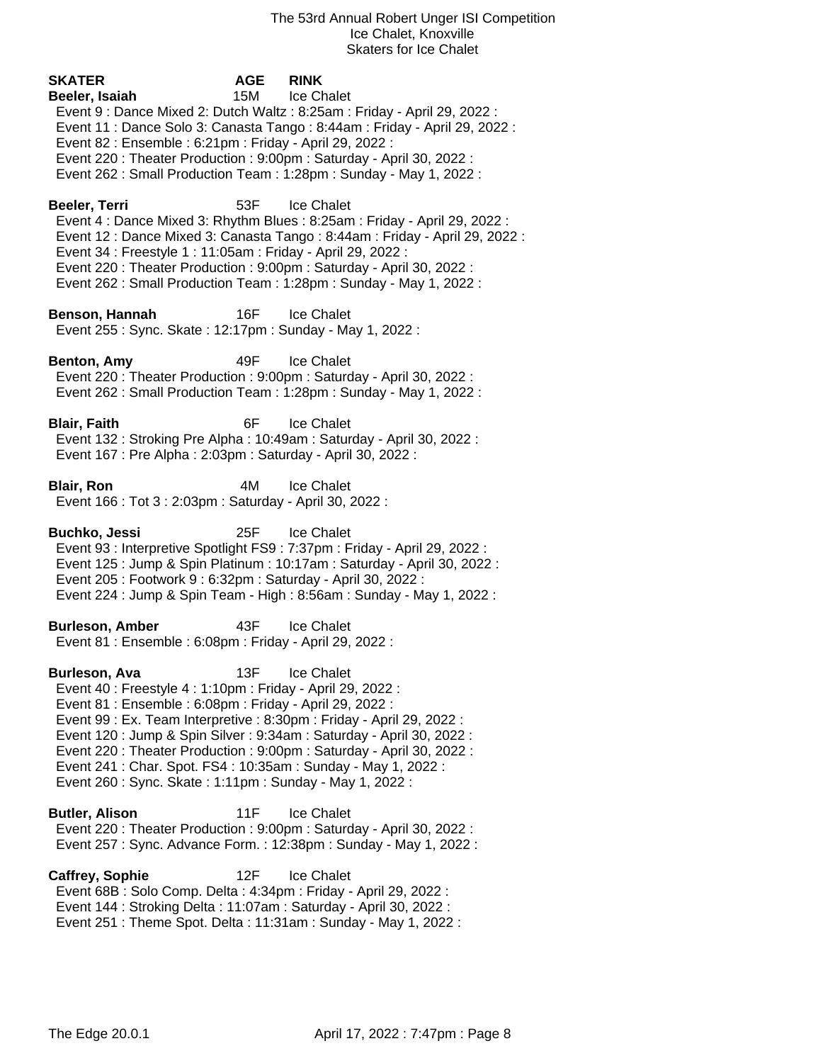The 53rd Annual Robert Unger ISI Competition
Ice Chalet, Knoxville
Skaters for Ice Chalet

**SKATER** **AGE** **RINK**

**Beeler, Isaiah** 15M Ice Chalet
Event 9 : Dance Mixed 2: Dutch Waltz : 8:25am : Friday - April 29, 2022 :
Event 11 : Dance Solo 3: Canasta Tango : 8:44am : Friday - April 29, 2022 :
Event 82 : Ensemble : 6:21pm : Friday - April 29, 2022 :
Event 220 : Theater Production : 9:00pm : Saturday - April 30, 2022 :
Event 262 : Small Production Team : 1:28pm : Sunday - May 1, 2022 :

**Beeler, Terri** 53F Ice Chalet
Event 4 : Dance Mixed 3: Rhythm Blues : 8:25am : Friday - April 29, 2022 :
Event 12 : Dance Mixed 3: Canasta Tango : 8:44am : Friday - April 29, 2022 :
Event 34 : Freestyle 1 : 11:05am : Friday - April 29, 2022 :
Event 220 : Theater Production : 9:00pm : Saturday - April 30, 2022 :
Event 262 : Small Production Team : 1:28pm : Sunday - May 1, 2022 :

**Benson, Hannah** 16F Ice Chalet
Event 255 : Sync. Skate : 12:17pm : Sunday - May 1, 2022 :

**Benton, Amy** 49F Ice Chalet
Event 220 : Theater Production : 9:00pm : Saturday - April 30, 2022 :
Event 262 : Small Production Team : 1:28pm : Sunday - May 1, 2022 :

**Blair, Faith** 6F Ice Chalet
Event 132 : Stroking Pre Alpha : 10:49am : Saturday - April 30, 2022 :
Event 167 : Pre Alpha : 2:03pm : Saturday - April 30, 2022 :

**Blair, Ron** 4M Ice Chalet
Event 166 : Tot 3 : 2:03pm : Saturday - April 30, 2022 :

**Buchko, Jessi** 25F Ice Chalet
Event 93 : Interpretive Spotlight FS9 : 7:37pm : Friday - April 29, 2022 :
Event 125 : Jump & Spin Platinum : 10:17am : Saturday - April 30, 2022 :
Event 205 : Footwork 9 : 6:32pm : Saturday - April 30, 2022 :
Event 224 : Jump & Spin Team - High : 8:56am : Sunday - May 1, 2022 :

**Burleson, Amber** 43F Ice Chalet
Event 81 : Ensemble : 6:08pm : Friday - April 29, 2022 :

**Burleson, Ava** 13F Ice Chalet
Event 40 : Freestyle 4 : 1:10pm : Friday - April 29, 2022 :
Event 81 : Ensemble : 6:08pm : Friday - April 29, 2022 :
Event 99 : Ex. Team Interpretive : 8:30pm : Friday - April 29, 2022 :
Event 120 : Jump & Spin Silver : 9:34am : Saturday - April 30, 2022 :
Event 220 : Theater Production : 9:00pm : Saturday - April 30, 2022 :
Event 241 : Char. Spot. FS4 : 10:35am : Sunday - May 1, 2022 :
Event 260 : Sync. Skate : 1:11pm : Sunday - May 1, 2022 :

**Butler, Alison** 11F Ice Chalet
Event 220 : Theater Production : 9:00pm : Saturday - April 30, 2022 :
Event 257 : Sync. Advance Form. : 12:38pm : Sunday - May 1, 2022 :

**Caffrey, Sophie** 12F Ice Chalet
Event 68B : Solo Comp. Delta : 4:34pm : Friday - April 29, 2022 :
Event 144 : Stroking Delta : 11:07am : Saturday - April 30, 2022 :
Event 251 : Theme Spot. Delta : 11:31am : Sunday - May 1, 2022 :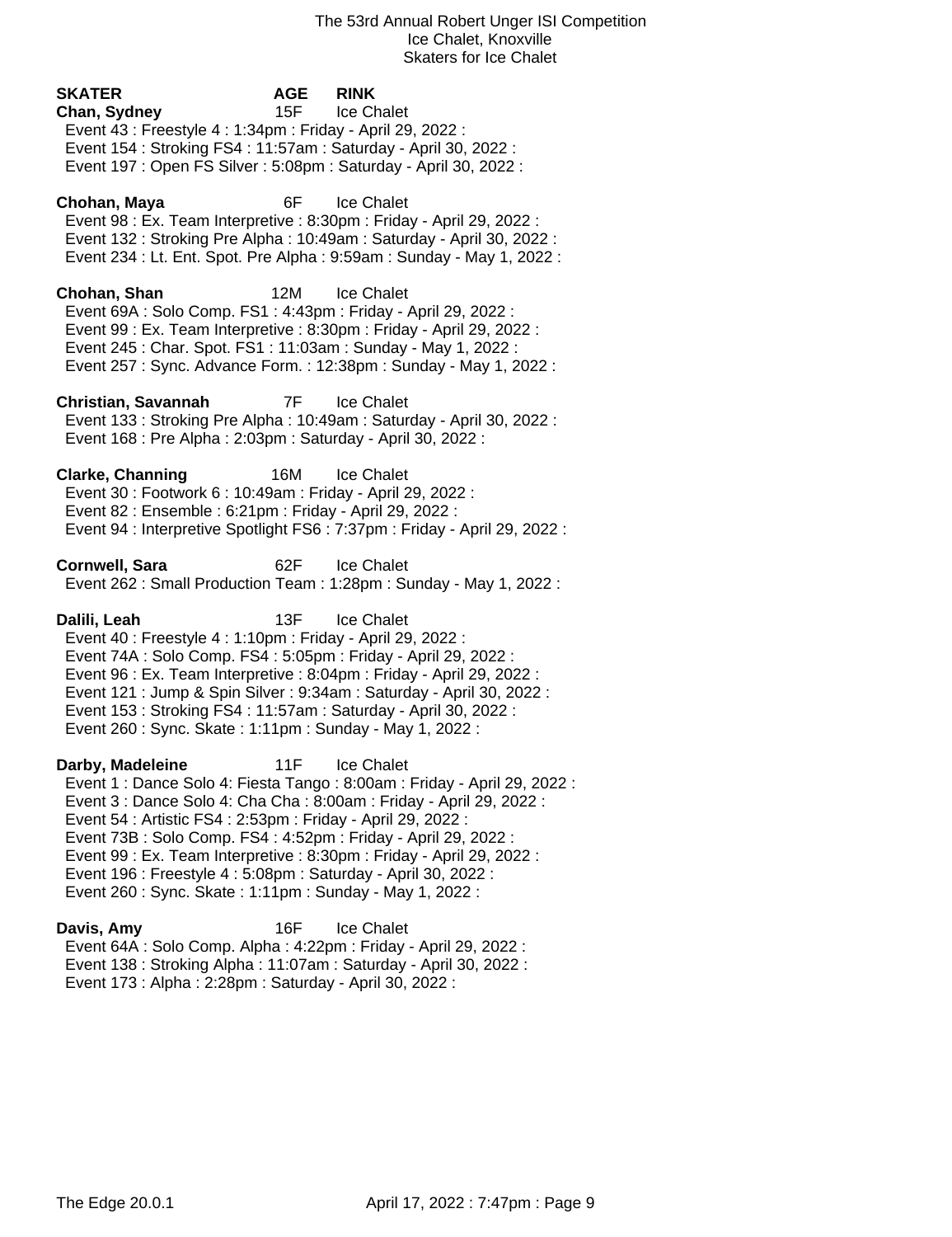The 53rd Annual Robert Unger ISI Competition
Ice Chalet, Knoxville
Skaters for Ice Chalet

**SKATER** **AGE** **RINK**

**Chan, Sydney** 15F Ice Chalet
Event 43 : Freestyle 4 : 1:34pm : Friday - April 29, 2022 :
Event 154 : Stroking FS4 : 11:57am : Saturday - April 30, 2022 :
Event 197 : Open FS Silver : 5:08pm : Saturday - April 30, 2022 :

**Chohan, Maya** 6F Ice Chalet
Event 98 : Ex. Team Interpretive : 8:30pm : Friday - April 29, 2022 :
Event 132 : Stroking Pre Alpha : 10:49am : Saturday - April 30, 2022 :
Event 234 : Lt. Ent. Spot. Pre Alpha : 9:59am : Sunday - May 1, 2022 :

**Chohan, Shan** 12M Ice Chalet
Event 69A : Solo Comp. FS1 : 4:43pm : Friday - April 29, 2022 :
Event 99 : Ex. Team Interpretive : 8:30pm : Friday - April 29, 2022 :
Event 245 : Char. Spot. FS1 : 11:03am : Sunday - May 1, 2022 :
Event 257 : Sync. Advance Form. : 12:38pm : Sunday - May 1, 2022 :

**Christian, Savannah** 7F Ice Chalet
Event 133 : Stroking Pre Alpha : 10:49am : Saturday - April 30, 2022 :
Event 168 : Pre Alpha : 2:03pm : Saturday - April 30, 2022 :

**Clarke, Channing** 16M Ice Chalet
Event 30 : Footwork 6 : 10:49am : Friday - April 29, 2022 :
Event 82 : Ensemble : 6:21pm : Friday - April 29, 2022 :
Event 94 : Interpretive Spotlight FS6 : 7:37pm : Friday - April 29, 2022 :

**Cornwell, Sara** 62F Ice Chalet
Event 262 : Small Production Team : 1:28pm : Sunday - May 1, 2022 :

**Dalili, Leah** 13F Ice Chalet
Event 40 : Freestyle 4 : 1:10pm : Friday - April 29, 2022 :
Event 74A : Solo Comp. FS4 : 5:05pm : Friday - April 29, 2022 :
Event 96 : Ex. Team Interpretive : 8:04pm : Friday - April 29, 2022 :
Event 121 : Jump & Spin Silver : 9:34am : Saturday - April 30, 2022 :
Event 153 : Stroking FS4 : 11:57am : Saturday - April 30, 2022 :
Event 260 : Sync. Skate : 1:11pm : Sunday - May 1, 2022 :

**Darby, Madeleine** 11F Ice Chalet
Event 1 : Dance Solo 4: Fiesta Tango : 8:00am : Friday - April 29, 2022 :
Event 3 : Dance Solo 4: Cha Cha : 8:00am : Friday - April 29, 2022 :
Event 54 : Artistic FS4 : 2:53pm : Friday - April 29, 2022 :
Event 73B : Solo Comp. FS4 : 4:52pm : Friday - April 29, 2022 :
Event 99 : Ex. Team Interpretive : 8:30pm : Friday - April 29, 2022 :
Event 196 : Freestyle 4 : 5:08pm : Saturday - April 30, 2022 :
Event 260 : Sync. Skate : 1:11pm : Sunday - May 1, 2022 :

**Davis, Amy** 16F Ice Chalet
Event 64A : Solo Comp. Alpha : 4:22pm : Friday - April 29, 2022 :
Event 138 : Stroking Alpha : 11:07am : Saturday - April 30, 2022 :
Event 173 : Alpha : 2:28pm : Saturday - April 30, 2022 :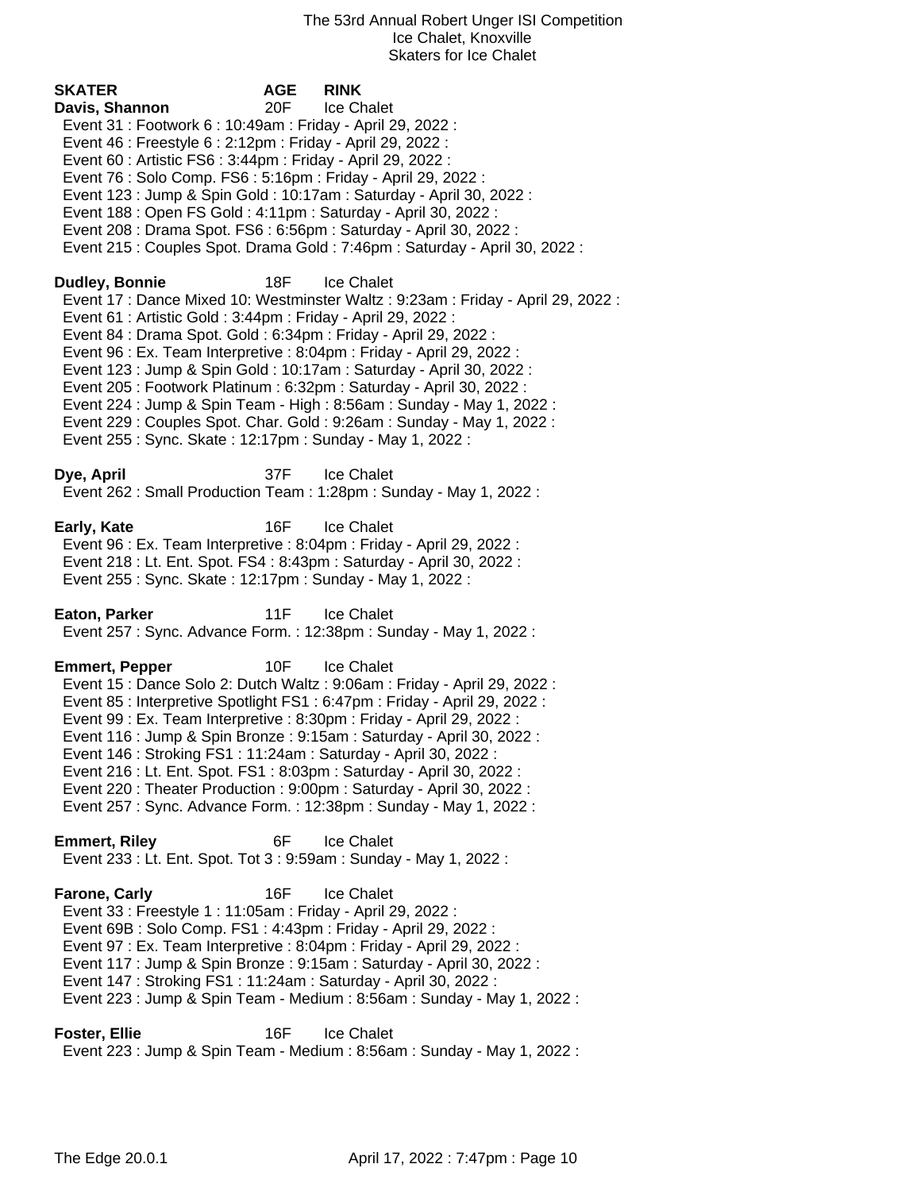The 53rd Annual Robert Unger ISI Competition
Ice Chalet, Knoxville
Skaters for Ice Chalet

| SKATER | AGE | RINK |
|---|---|---|

**Davis, Shannon** 20F Ice Chalet

- Event 31 : Footwork 6 : 10:49am : Friday - April 29, 2022 :
- Event 46 : Freestyle 6 : 2:12pm : Friday - April 29, 2022 :
- Event 60 : Artistic FS6 : 3:44pm : Friday - April 29, 2022 :
- Event 76 : Solo Comp. FS6 : 5:16pm : Friday - April 29, 2022 :
- Event 123 : Jump & Spin Gold : 10:17am : Saturday - April 30, 2022 :
- Event 188 : Open FS Gold : 4:11pm : Saturday - April 30, 2022 :
- Event 208 : Drama Spot. FS6 : 6:56pm : Saturday - April 30, 2022 :
- Event 215 : Couples Spot. Drama Gold : 7:46pm : Saturday - April 30, 2022 :

**Dudley, Bonnie** 18F Ice Chalet

- Event 17 : Dance Mixed 10: Westminster Waltz : 9:23am : Friday - April 29, 2022 :
- Event 61 : Artistic Gold : 3:44pm : Friday - April 29, 2022 :
- Event 84 : Drama Spot. Gold : 6:34pm : Friday - April 29, 2022 :
- Event 96 : Ex. Team Interpretive : 8:04pm : Friday - April 29, 2022 :
- Event 123 : Jump & Spin Gold : 10:17am : Saturday - April 30, 2022 :
- Event 205 : Footwork Platinum : 6:32pm : Saturday - April 30, 2022 :
- Event 224 : Jump & Spin Team - High : 8:56am : Sunday - May 1, 2022 :
- Event 229 : Couples Spot. Char. Gold : 9:26am : Sunday - May 1, 2022 :
- Event 255 : Sync. Skate : 12:17pm : Sunday - May 1, 2022 :

**Dye, April** 37F Ice Chalet

- Event 262 : Small Production Team : 1:28pm : Sunday - May 1, 2022 :

**Early, Kate** 16F Ice Chalet

- Event 96 : Ex. Team Interpretive : 8:04pm : Friday - April 29, 2022 :
- Event 218 : Lt. Ent. Spot. FS4 : 8:43pm : Saturday - April 30, 2022 :
- Event 255 : Sync. Skate : 12:17pm : Sunday - May 1, 2022 :

**Eaton, Parker** 11F Ice Chalet

- Event 257 : Sync. Advance Form. : 12:38pm : Sunday - May 1, 2022 :

**Emmert, Pepper** 10F Ice Chalet

- Event 15 : Dance Solo 2: Dutch Waltz : 9:06am : Friday - April 29, 2022 :
- Event 85 : Interpretive Spotlight FS1 : 6:47pm : Friday - April 29, 2022 :
- Event 99 : Ex. Team Interpretive : 8:30pm : Friday - April 29, 2022 :
- Event 116 : Jump & Spin Bronze : 9:15am : Saturday - April 30, 2022 :
- Event 146 : Stroking FS1 : 11:24am : Saturday - April 30, 2022 :
- Event 216 : Lt. Ent. Spot. FS1 : 8:03pm : Saturday - April 30, 2022 :
- Event 220 : Theater Production : 9:00pm : Saturday - April 30, 2022 :
- Event 257 : Sync. Advance Form. : 12:38pm : Sunday - May 1, 2022 :

**Emmert, Riley** 6F Ice Chalet

- Event 233 : Lt. Ent. Spot. Tot 3 : 9:59am : Sunday - May 1, 2022 :

**Farone, Carly** 16F Ice Chalet

- Event 33 : Freestyle 1 : 11:05am : Friday - April 29, 2022 :
- Event 69B : Solo Comp. FS1 : 4:43pm : Friday - April 29, 2022 :
- Event 97 : Ex. Team Interpretive : 8:04pm : Friday - April 29, 2022 :
- Event 117 : Jump & Spin Bronze : 9:15am : Saturday - April 30, 2022 :
- Event 147 : Stroking FS1 : 11:24am : Saturday - April 30, 2022 :
- Event 223 : Jump & Spin Team - Medium : 8:56am : Sunday - May 1, 2022 :

**Foster, Ellie** 16F Ice Chalet

- Event 223 : Jump & Spin Team - Medium : 8:56am : Sunday - May 1, 2022 :

The Edge 20.0.1 April 17, 2022 : 7:47pm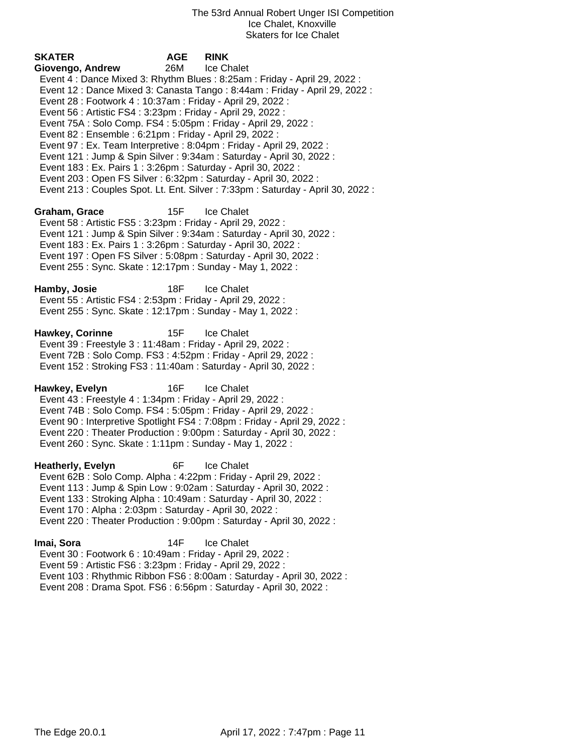The 53rd Annual Robert Unger ISI Competition
Ice Chalet, Knoxville
Skaters for Ice Chalet

| SKATER | AGE | RINK |
|---|---|---|
| **Giovengo, Andrew** | 26M | Ice Chalet |

Event 4 : Dance Mixed 3: Rhythm Blues : 8:25am : Friday - April 29, 2022 :
Event 12 : Dance Mixed 3: Canasta Tango : 8:44am : Friday - April 29, 2022 :
Event 28 : Footwork 4 : 10:37am : Friday - April 29, 2022 :
Event 56 : Artistic FS4 : 3:23pm : Friday - April 29, 2022 :
Event 75A : Solo Comp. FS4 : 5:05pm : Friday - April 29, 2022 :
Event 82 : Ensemble : 6:21pm : Friday - April 29, 2022 :
Event 97 : Ex. Team Interpretive : 8:04pm : Friday - April 29, 2022 :
Event 121 : Jump & Spin Silver : 9:34am : Saturday - April 30, 2022 :
Event 183 : Ex. Pairs 1 : 3:26pm : Saturday - April 30, 2022 :
Event 203 : Open FS Silver : 6:32pm : Saturday - April 30, 2022 :
Event 213 : Couples Spot. Lt. Ent. Silver : 7:33pm : Saturday - April 30, 2022 :

**Graham, Grace** 15F Ice Chalet

Event 58 : Artistic FS5 : 3:23pm : Friday - April 29, 2022 :
Event 121 : Jump & Spin Silver : 9:34am : Saturday - April 30, 2022 :
Event 183 : Ex. Pairs 1 : 3:26pm : Saturday - April 30, 2022 :
Event 197 : Open FS Silver : 5:08pm : Saturday - April 30, 2022 :
Event 255 : Sync. Skate : 12:17pm : Sunday - May 1, 2022 :

**Hamby, Josie** 18F Ice Chalet

Event 55 : Artistic FS4 : 2:53pm : Friday - April 29, 2022 :
Event 255 : Sync. Skate : 12:17pm : Sunday - May 1, 2022 :

**Hawkey, Corinne** 15F Ice Chalet

Event 39 : Freestyle 3 : 11:48am : Friday - April 29, 2022 :
Event 72B : Solo Comp. FS3 : 4:52pm : Friday - April 29, 2022 :
Event 152 : Stroking FS3 : 11:40am : Saturday - April 30, 2022 :

**Hawkey, Evelyn** 16F Ice Chalet

Event 43 : Freestyle 4 : 1:34pm : Friday - April 29, 2022 :
Event 74B : Solo Comp. FS4 : 5:05pm : Friday - April 29, 2022 :
Event 90 : Interpretive Spotlight FS4 : 7:08pm : Friday - April 29, 2022 :
Event 220 : Theater Production : 9:00pm : Saturday - April 30, 2022 :
Event 260 : Sync. Skate : 1:11pm : Sunday - May 1, 2022 :

**Heatherly, Evelyn** 6F Ice Chalet

Event 62B : Solo Comp. Alpha : 4:22pm : Friday - April 29, 2022 :
Event 113 : Jump & Spin Low : 9:02am : Saturday - April 30, 2022 :
Event 133 : Stroking Alpha : 10:49am : Saturday - April 30, 2022 :
Event 170 : Alpha : 2:03pm : Saturday - April 30, 2022 :
Event 220 : Theater Production : 9:00pm : Saturday - April 30, 2022 :

**Imai, Sora** 14F Ice Chalet

Event 30 : Footwork 6 : 10:49am : Friday - April 29, 2022 :
Event 59 : Artistic FS6 : 3:23pm : Friday - April 29, 2022 :
Event 103 : Rhythmic Ribbon FS6 : 8:00am : Saturday - April 30, 2022 :
Event 208 : Drama Spot. FS6 : 6:56pm : Saturday - April 30, 2022 :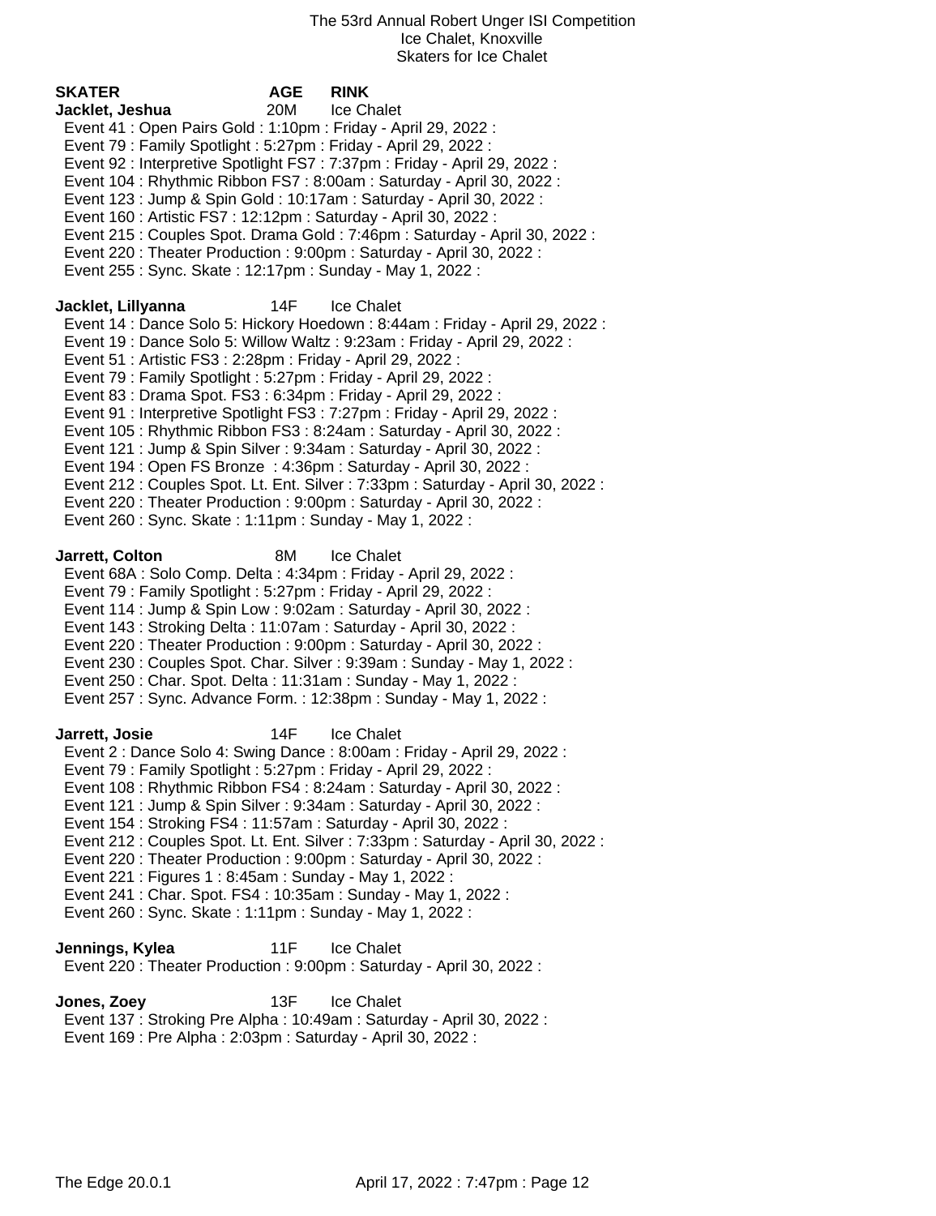The 53rd Annual Robert Unger ISI Competition
Ice Chalet, Knoxville
Skaters for Ice Chalet

**SKATER** **AGE** **RINK**

**Jacklet, Jeshua** 20M Ice Chalet

Event 41 : Open Pairs Gold : 1:10pm : Friday - April 29, 2022 :
Event 79 : Family Spotlight : 5:27pm : Friday - April 29, 2022 :
Event 92 : Interpretive Spotlight FS7 : 7:37pm : Friday - April 29, 2022 :
Event 104 : Rhythmic Ribbon FS7 : 8:00am : Saturday - April 30, 2022 :
Event 123 : Jump & Spin Gold : 10:17am : Saturday - April 30, 2022 :
Event 160 : Artistic FS7 : 12:12pm : Saturday - April 30, 2022 :
Event 215 : Couples Spot. Drama Gold : 7:46pm : Saturday - April 30, 2022 :
Event 220 : Theater Production : 9:00pm : Saturday - April 30, 2022 :
Event 255 : Sync. Skate : 12:17pm : Sunday - May 1, 2022 :

**Jacklet, Lillyanna** 14F Ice Chalet

Event 14 : Dance Solo 5: Hickory Hoedown : 8:44am : Friday - April 29, 2022 :
Event 19 : Dance Solo 5: Willow Waltz : 9:23am : Friday - April 29, 2022 :
Event 51 : Artistic FS3 : 2:28pm : Friday - April 29, 2022 :
Event 79 : Family Spotlight : 5:27pm : Friday - April 29, 2022 :
Event 83 : Drama Spot. FS3 : 6:34pm : Friday - April 29, 2022 :
Event 91 : Interpretive Spotlight FS3 : 7:27pm : Friday - April 29, 2022 :
Event 105 : Rhythmic Ribbon FS3 : 8:24am : Saturday - April 30, 2022 :
Event 121 : Jump & Spin Silver : 9:34am : Saturday - April 30, 2022 :
Event 194 : Open FS Bronze : 4:36pm : Saturday - April 30, 2022 :
Event 212 : Couples Spot. Lt. Ent. Silver : 7:33pm : Saturday - April 30, 2022 :
Event 220 : Theater Production : 9:00pm : Saturday - April 30, 2022 :
Event 260 : Sync. Skate : 1:11pm : Sunday - May 1, 2022 :

**Jarrett, Colton** 8M Ice Chalet

Event 68A : Solo Comp. Delta : 4:34pm : Friday - April 29, 2022 :
Event 79 : Family Spotlight : 5:27pm : Friday - April 29, 2022 :
Event 114 : Jump & Spin Low : 9:02am : Saturday - April 30, 2022 :
Event 143 : Stroking Delta : 11:07am : Saturday - April 30, 2022 :
Event 220 : Theater Production : 9:00pm : Saturday - April 30, 2022 :
Event 230 : Couples Spot. Char. Silver : 9:39am : Sunday - May 1, 2022 :
Event 250 : Char. Spot. Delta : 11:31am : Sunday - May 1, 2022 :
Event 257 : Sync. Advance Form. : 12:38pm : Sunday - May 1, 2022 :

**Jarrett, Josie** 14F Ice Chalet

Event 2 : Dance Solo 4: Swing Dance : 8:00am : Friday - April 29, 2022 :
Event 79 : Family Spotlight : 5:27pm : Friday - April 29, 2022 :
Event 108 : Rhythmic Ribbon FS4 : 8:24am : Saturday - April 30, 2022 :
Event 121 : Jump & Spin Silver : 9:34am : Saturday - April 30, 2022 :
Event 154 : Stroking FS4 : 11:57am : Saturday - April 30, 2022 :
Event 212 : Couples Spot. Lt. Ent. Silver : 7:33pm : Saturday - April 30, 2022 :
Event 220 : Theater Production : 9:00pm : Saturday - April 30, 2022 :
Event 221 : Figures 1 : 8:45am : Sunday - May 1, 2022 :
Event 241 : Char. Spot. FS4 : 10:35am : Sunday - May 1, 2022 :
Event 260 : Sync. Skate : 1:11pm : Sunday - May 1, 2022 :

**Jennings, Kylea** 11F Ice Chalet

Event 220 : Theater Production : 9:00pm : Saturday - April 30, 2022 :

**Jones, Zoey** 13F Ice Chalet

Event 137 : Stroking Pre Alpha : 10:49am : Saturday - April 30, 2022 :
Event 169 : Pre Alpha : 2:03pm : Saturday - April 30, 2022 :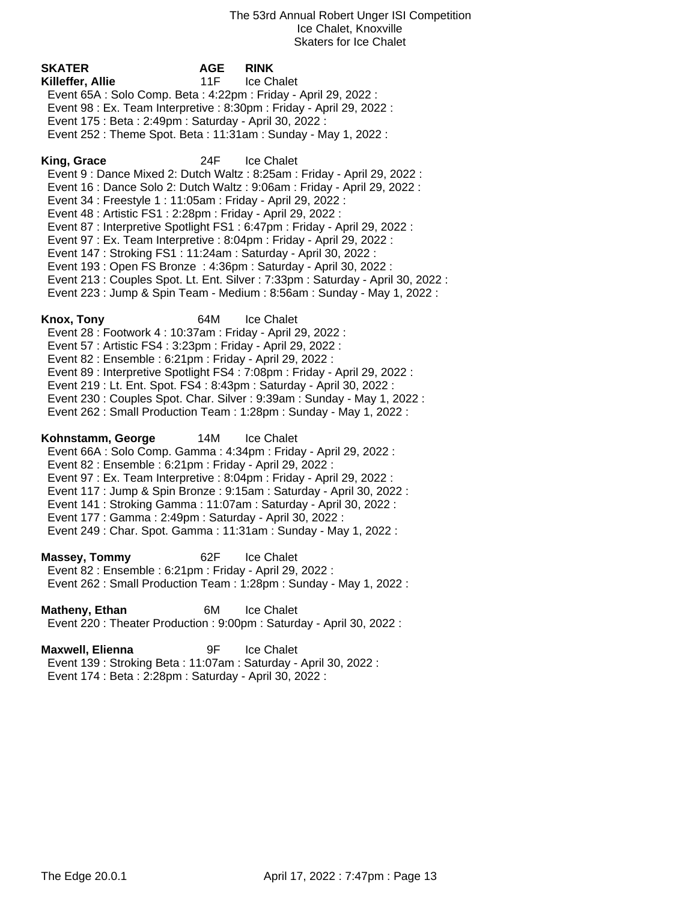The 53rd Annual Robert Unger ISI Competition
Ice Chalet, Knoxville
Skaters for Ice Chalet

**SKATER** **AGE** **RINK**

**Killeffer, Allie** 11F Ice Chalet
Event 65A : Solo Comp. Beta : 4:22pm : Friday - April 29, 2022 :
Event 98 : Ex. Team Interpretive : 8:30pm : Friday - April 29, 2022 :
Event 175 : Beta : 2:49pm : Saturday - April 30, 2022 :
Event 252 : Theme Spot. Beta : 11:31am : Sunday - May 1, 2022 :

**King, Grace** 24F Ice Chalet
Event 9 : Dance Mixed 2: Dutch Waltz : 8:25am : Friday - April 29, 2022 :
Event 16 : Dance Solo 2: Dutch Waltz : 9:06am : Friday - April 29, 2022 :
Event 34 : Freestyle 1 : 11:05am : Friday - April 29, 2022 :
Event 48 : Artistic FS1 : 2:28pm : Friday - April 29, 2022 :
Event 87 : Interpretive Spotlight FS1 : 6:47pm : Friday - April 29, 2022 :
Event 97 : Ex. Team Interpretive : 8:04pm : Friday - April 29, 2022 :
Event 147 : Stroking FS1 : 11:24am : Saturday - April 30, 2022 :
Event 193 : Open FS Bronze : 4:36pm : Saturday - April 30, 2022 :
Event 213 : Couples Spot. Lt. Ent. Silver : 7:33pm : Saturday - April 30, 2022 :
Event 223 : Jump & Spin Team - Medium : 8:56am : Sunday - May 1, 2022 :

**Knox, Tony** 64M Ice Chalet
Event 28 : Footwork 4 : 10:37am : Friday - April 29, 2022 :
Event 57 : Artistic FS4 : 3:23pm : Friday - April 29, 2022 :
Event 82 : Ensemble : 6:21pm : Friday - April 29, 2022 :
Event 89 : Interpretive Spotlight FS4 : 7:08pm : Friday - April 29, 2022 :
Event 219 : Lt. Ent. Spot. FS4 : 8:43pm : Saturday - April 30, 2022 :
Event 230 : Couples Spot. Char. Silver : 9:39am : Sunday - May 1, 2022 :
Event 262 : Small Production Team : 1:28pm : Sunday - May 1, 2022 :

**Kohnstamm, George** 14M Ice Chalet
Event 66A : Solo Comp. Gamma : 4:34pm : Friday - April 29, 2022 :
Event 82 : Ensemble : 6:21pm : Friday - April 29, 2022 :
Event 97 : Ex. Team Interpretive : 8:04pm : Friday - April 29, 2022 :
Event 117 : Jump & Spin Bronze : 9:15am : Saturday - April 30, 2022 :
Event 141 : Stroking Gamma : 11:07am : Saturday - April 30, 2022 :
Event 177 : Gamma : 2:49pm : Saturday - April 30, 2022 :
Event 249 : Char. Spot. Gamma : 11:31am : Sunday - May 1, 2022 :

**Massey, Tommy** 62F Ice Chalet
Event 82 : Ensemble : 6:21pm : Friday - April 29, 2022 :
Event 262 : Small Production Team : 1:28pm : Sunday - May 1, 2022 :

**Matheny, Ethan** 6M Ice Chalet
Event 220 : Theater Production : 9:00pm : Saturday - April 30, 2022 :

**Maxwell, Elienna** 9F Ice Chalet
Event 139 : Stroking Beta : 11:07am : Saturday - April 30, 2022 :
Event 174 : Beta : 2:28pm : Saturday - April 30, 2022 :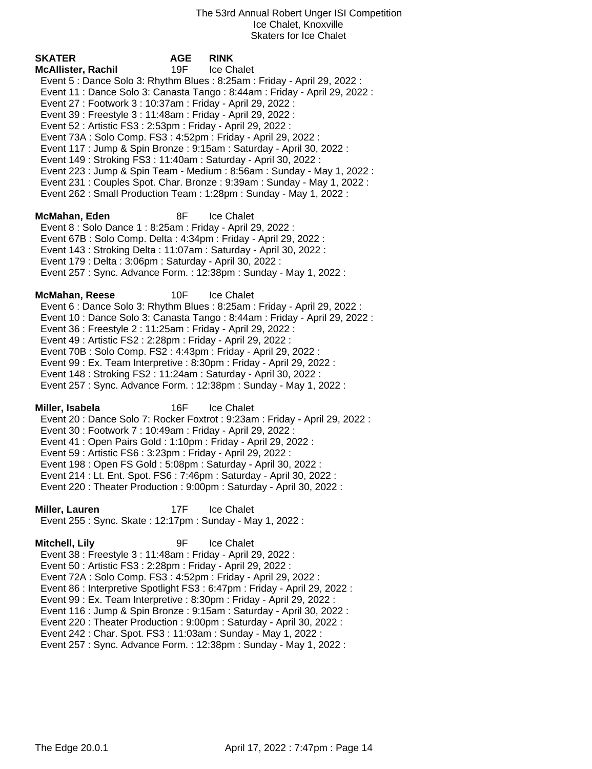The 53rd Annual Robert Unger ISI Competition
Ice Chalet, Knoxville
Skaters for Ice Chalet

**SKATER** **AGE** **RINK**

**McAllister, Rachil** 19F Ice Chalet

Event 5 : Dance Solo 3: Rhythm Blues : 8:25am : Friday - April 29, 2022 :
Event 11 : Dance Solo 3: Canasta Tango : 8:44am : Friday - April 29, 2022 :
Event 27 : Footwork 3 : 10:37am : Friday - April 29, 2022 :
Event 39 : Freestyle 3 : 11:48am : Friday - April 29, 2022 :
Event 52 : Artistic FS3 : 2:53pm : Friday - April 29, 2022 :
Event 73A : Solo Comp. FS3 : 4:52pm : Friday - April 29, 2022 :
Event 117 : Jump & Spin Bronze : 9:15am : Saturday - April 30, 2022 :
Event 149 : Stroking FS3 : 11:40am : Saturday - April 30, 2022 :
Event 223 : Jump & Spin Team - Medium : 8:56am : Sunday - May 1, 2022 :
Event 231 : Couples Spot. Char. Bronze : 9:39am : Sunday - May 1, 2022 :
Event 262 : Small Production Team : 1:28pm : Sunday - May 1, 2022 :

**McMahan, Eden** 8F Ice Chalet

Event 8 : Solo Dance 1 : 8:25am : Friday - April 29, 2022 :
Event 67B : Solo Comp. Delta : 4:34pm : Friday - April 29, 2022 :
Event 143 : Stroking Delta : 11:07am : Saturday - April 30, 2022 :
Event 179 : Delta : 3:06pm : Saturday - April 30, 2022 :
Event 257 : Sync. Advance Form. : 12:38pm : Sunday - May 1, 2022 :

**McMahan, Reese** 10F Ice Chalet

Event 6 : Dance Solo 3: Rhythm Blues : 8:25am : Friday - April 29, 2022 :
Event 10 : Dance Solo 3: Canasta Tango : 8:44am : Friday - April 29, 2022 :
Event 36 : Freestyle 2 : 11:25am : Friday - April 29, 2022 :
Event 49 : Artistic FS2 : 2:28pm : Friday - April 29, 2022 :
Event 70B : Solo Comp. FS2 : 4:43pm : Friday - April 29, 2022 :
Event 99 : Ex. Team Interpretive : 8:30pm : Friday - April 29, 2022 :
Event 148 : Stroking FS2 : 11:24am : Saturday - April 30, 2022 :
Event 257 : Sync. Advance Form. : 12:38pm : Sunday - May 1, 2022 :

**Miller, Isabela** 16F Ice Chalet

Event 20 : Dance Solo 7: Rocker Foxtrot : 9:23am : Friday - April 29, 2022 :
Event 30 : Footwork 7 : 10:49am : Friday - April 29, 2022 :
Event 41 : Open Pairs Gold : 1:10pm : Friday - April 29, 2022 :
Event 59 : Artistic FS6 : 3:23pm : Friday - April 29, 2022 :
Event 198 : Open FS Gold : 5:08pm : Saturday - April 30, 2022 :
Event 214 : Lt. Ent. Spot. FS6 : 7:46pm : Saturday - April 30, 2022 :
Event 220 : Theater Production : 9:00pm : Saturday - April 30, 2022 :

**Miller, Lauren** 17F Ice Chalet

Event 255 : Sync. Skate : 12:17pm : Sunday - May 1, 2022 :

**Mitchell, Lily** 9F Ice Chalet

Event 38 : Freestyle 3 : 11:48am : Friday - April 29, 2022 :
Event 50 : Artistic FS3 : 2:28pm : Friday - April 29, 2022 :
Event 72A : Solo Comp. FS3 : 4:52pm : Friday - April 29, 2022 :
Event 86 : Interpretive Spotlight FS3 : 6:47pm : Friday - April 29, 2022 :
Event 99 : Ex. Team Interpretive : 8:30pm : Friday - April 29, 2022 :
Event 116 : Jump & Spin Bronze : 9:15am : Saturday - April 30, 2022 :
Event 220 : Theater Production : 9:00pm : Saturday - April 30, 2022 :
Event 242 : Char. Spot. FS3 : 11:03am : Sunday - May 1, 2022 :
Event 257 : Sync. Advance Form. : 12:38pm : Sunday - May 1, 2022 :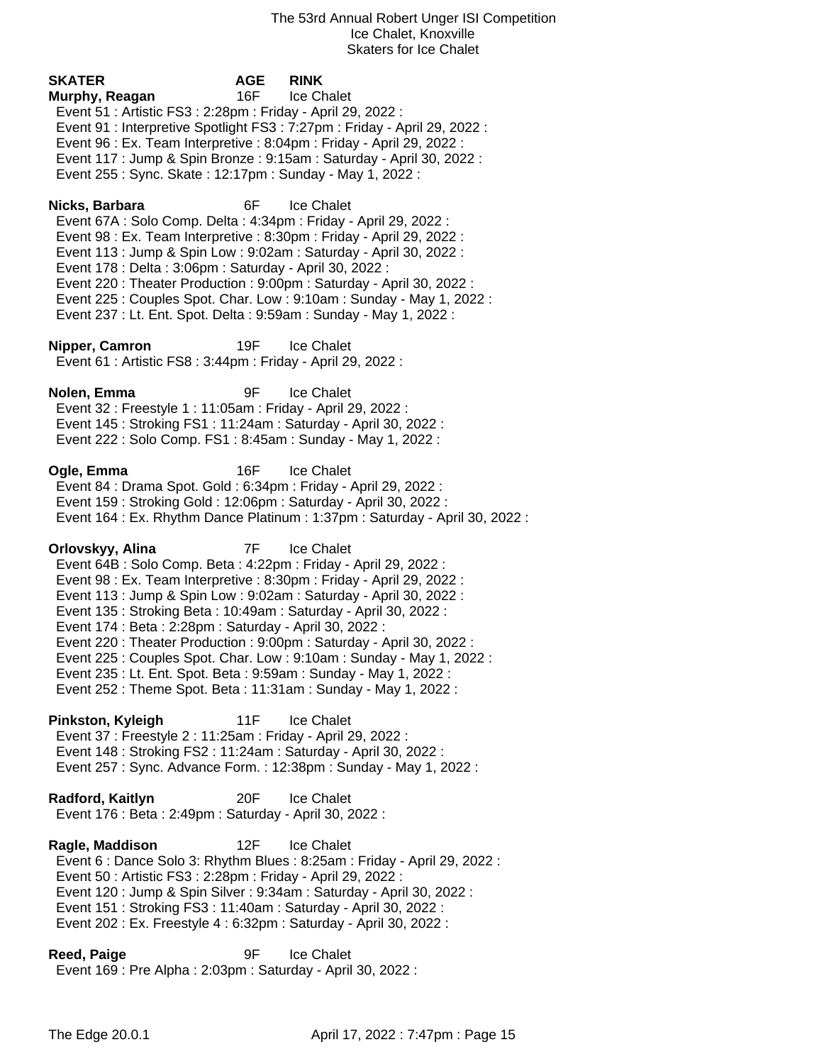The 53rd Annual Robert Unger ISI Competition
Ice Chalet, Knoxville
Skaters for Ice Chalet

**SKATER** **AGE** **RINK**

**Murphy, Reagan** 16F Ice Chalet
Event 51 : Artistic FS3 : 2:28pm : Friday - April 29, 2022 :
Event 91 : Interpretive Spotlight FS3 : 7:27pm : Friday - April 29, 2022 :
Event 96 : Ex. Team Interpretive : 8:04pm : Friday - April 29, 2022 :
Event 117 : Jump & Spin Bronze : 9:15am : Saturday - April 30, 2022 :
Event 255 : Sync. Skate : 12:17pm : Sunday - May 1, 2022 :

**Nicks, Barbara** 6F Ice Chalet
Event 67A : Solo Comp. Delta : 4:34pm : Friday - April 29, 2022 :
Event 98 : Ex. Team Interpretive : 8:30pm : Friday - April 29, 2022 :
Event 113 : Jump & Spin Low : 9:02am : Saturday - April 30, 2022 :
Event 178 : Delta : 3:06pm : Saturday - April 30, 2022 :
Event 220 : Theater Production : 9:00pm : Saturday - April 30, 2022 :
Event 225 : Couples Spot. Char. Low : 9:10am : Sunday - May 1, 2022 :
Event 237 : Lt. Ent. Spot. Delta : 9:59am : Sunday - May 1, 2022 :

**Nipper, Camron** 19F Ice Chalet
Event 61 : Artistic FS8 : 3:44pm : Friday - April 29, 2022 :

**Nolen, Emma** 9F Ice Chalet
Event 32 : Freestyle 1 : 11:05am : Friday - April 29, 2022 :
Event 145 : Stroking FS1 : 11:24am : Saturday - April 30, 2022 :
Event 222 : Solo Comp. FS1 : 8:45am : Sunday - May 1, 2022 :

**Ogle, Emma** 16F Ice Chalet
Event 84 : Drama Spot. Gold : 6:34pm : Friday - April 29, 2022 :
Event 159 : Stroking Gold : 12:06pm : Saturday - April 30, 2022 :
Event 164 : Ex. Rhythm Dance Platinum : 1:37pm : Saturday - April 30, 2022 :

**Orlovskyy, Alina** 7F Ice Chalet
Event 64B : Solo Comp. Beta : 4:22pm : Friday - April 29, 2022 :
Event 98 : Ex. Team Interpretive : 8:30pm : Friday - April 29, 2022 :
Event 113 : Jump & Spin Low : 9:02am : Saturday - April 30, 2022 :
Event 135 : Stroking Beta : 10:49am : Saturday - April 30, 2022 :
Event 174 : Beta : 2:28pm : Saturday - April 30, 2022 :
Event 220 : Theater Production : 9:00pm : Saturday - April 30, 2022 :
Event 225 : Couples Spot. Char. Low : 9:10am : Sunday - May 1, 2022 :
Event 235 : Lt. Ent. Spot. Beta : 9:59am : Sunday - May 1, 2022 :
Event 252 : Theme Spot. Beta : 11:31am : Sunday - May 1, 2022 :

**Pinkston, Kyleigh** 11F Ice Chalet
Event 37 : Freestyle 2 : 11:25am : Friday - April 29, 2022 :
Event 148 : Stroking FS2 : 11:24am : Saturday - April 30, 2022 :
Event 257 : Sync. Advance Form. : 12:38pm : Sunday - May 1, 2022 :

**Radford, Kaitlyn** 20F Ice Chalet
Event 176 : Beta : 2:49pm : Saturday - April 30, 2022 :

**Ragle, Maddison** 12F Ice Chalet
Event 6 : Dance Solo 3: Rhythm Blues : 8:25am : Friday - April 29, 2022 :
Event 50 : Artistic FS3 : 2:28pm : Friday - April 29, 2022 :
Event 120 : Jump & Spin Silver : 9:34am : Saturday - April 30, 2022 :
Event 151 : Stroking FS3 : 11:40am : Saturday - April 30, 2022 :
Event 202 : Ex. Freestyle 4 : 6:32pm : Saturday - April 30, 2022 :

**Reed, Paige** 9F Ice Chalet
Event 169 : Pre Alpha : 2:03pm : Saturday - April 30, 2022 :

The Edge 20.0.1 April 17, 2022 : 7:47pm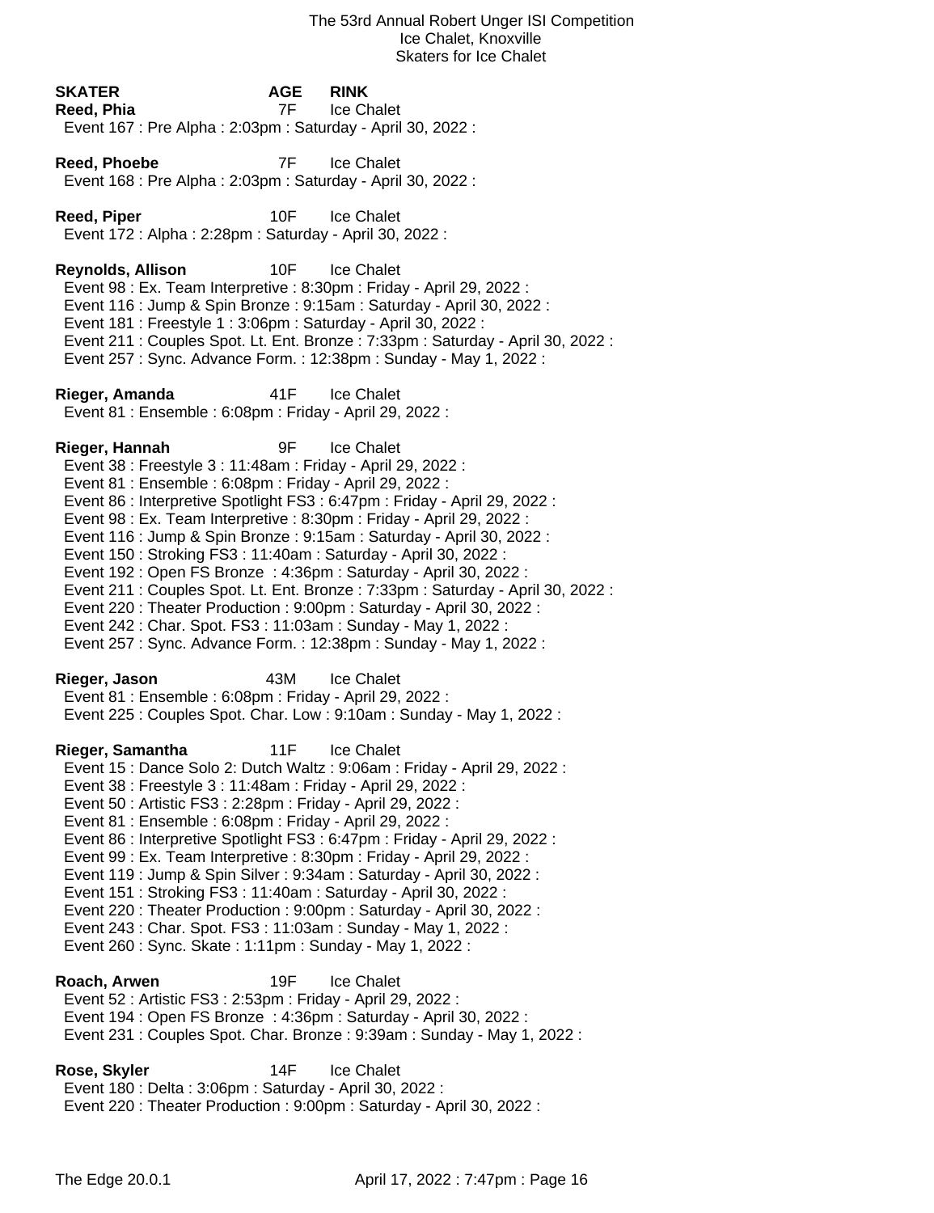The 53rd Annual Robert Unger ISI Competition
Ice Chalet, Knoxville
Skaters for Ice Chalet

| SKATER | AGE | RINK |
|---|---|---|
| **Reed, Phia** | 7F | Ice Chalet |

Event 167 : Pre Alpha : 2:03pm : Saturday - April 30, 2022 :

**Reed, Phoebe** 7F Ice Chalet

Event 168 : Pre Alpha : 2:03pm : Saturday - April 30, 2022 :

**Reed, Piper** 10F Ice Chalet

Event 172 : Alpha : 2:28pm : Saturday - April 30, 2022 :

**Reynolds, Allison** 10F Ice Chalet

Event 98 : Ex. Team Interpretive : 8:30pm : Friday - April 29, 2022 :
Event 116 : Jump & Spin Bronze : 9:15am : Saturday - April 30, 2022 :
Event 181 : Freestyle 1 : 3:06pm : Saturday - April 30, 2022 :
Event 211 : Couples Spot. Lt. Ent. Bronze : 7:33pm : Saturday - April 30, 2022 :
Event 257 : Sync. Advance Form. : 12:38pm : Sunday - May 1, 2022 :

**Rieger, Amanda** 41F Ice Chalet

Event 81 : Ensemble : 6:08pm : Friday - April 29, 2022 :

**Rieger, Hannah** 9F Ice Chalet

Event 38 : Freestyle 3 : 11:48am : Friday - April 29, 2022 :
Event 81 : Ensemble : 6:08pm : Friday - April 29, 2022 :
Event 86 : Interpretive Spotlight FS3 : 6:47pm : Friday - April 29, 2022 :
Event 98 : Ex. Team Interpretive : 8:30pm : Friday - April 29, 2022 :
Event 116 : Jump & Spin Bronze : 9:15am : Saturday - April 30, 2022 :
Event 150 : Stroking FS3 : 11:40am : Saturday - April 30, 2022 :
Event 192 : Open FS Bronze : 4:36pm : Saturday - April 30, 2022 :
Event 211 : Couples Spot. Lt. Ent. Bronze : 7:33pm : Saturday - April 30, 2022 :
Event 220 : Theater Production : 9:00pm : Saturday - April 30, 2022 :
Event 242 : Char. Spot. FS3 : 11:03am : Sunday - May 1, 2022 :
Event 257 : Sync. Advance Form. : 12:38pm : Sunday - May 1, 2022 :

**Rieger, Jason** 43M Ice Chalet

Event 81 : Ensemble : 6:08pm : Friday - April 29, 2022 :
Event 225 : Couples Spot. Char. Low : 9:10am : Sunday - May 1, 2022 :

**Rieger, Samantha** 11F Ice Chalet

Event 15 : Dance Solo 2: Dutch Waltz : 9:06am : Friday - April 29, 2022 :
Event 38 : Freestyle 3 : 11:48am : Friday - April 29, 2022 :
Event 50 : Artistic FS3 : 2:28pm : Friday - April 29, 2022 :
Event 81 : Ensemble : 6:08pm : Friday - April 29, 2022 :
Event 86 : Interpretive Spotlight FS3 : 6:47pm : Friday - April 29, 2022 :
Event 99 : Ex. Team Interpretive : 8:30pm : Friday - April 29, 2022 :
Event 119 : Jump & Spin Silver : 9:34am : Saturday - April 30, 2022 :
Event 151 : Stroking FS3 : 11:40am : Saturday - April 30, 2022 :
Event 220 : Theater Production : 9:00pm : Saturday - April 30, 2022 :
Event 243 : Char. Spot. FS3 : 11:03am : Sunday - May 1, 2022 :
Event 260 : Sync. Skate : 1:11pm : Sunday - May 1, 2022 :

**Roach, Arwen** 19F Ice Chalet

Event 52 : Artistic FS3 : 2:53pm : Friday - April 29, 2022 :
Event 194 : Open FS Bronze : 4:36pm : Saturday - April 30, 2022 :
Event 231 : Couples Spot. Char. Bronze : 9:39am : Sunday - May 1, 2022 :

**Rose, Skyler** 14F Ice Chalet

Event 180 : Delta : 3:06pm : Saturday - April 30, 2022 :
Event 220 : Theater Production : 9:00pm : Saturday - April 30, 2022 :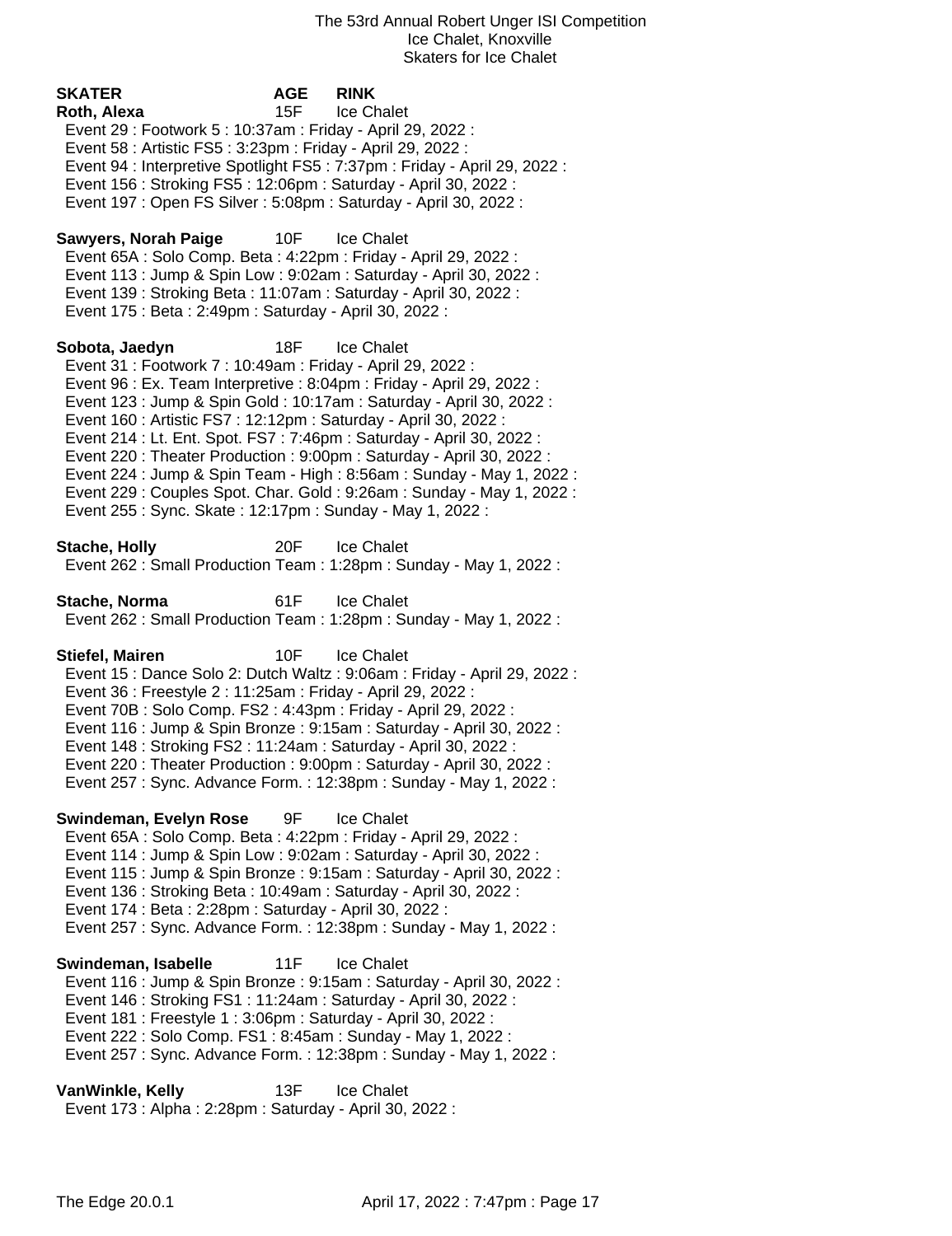The 53rd Annual Robert Unger ISI Competition
Ice Chalet, Knoxville
Skaters for Ice Chalet

**SKATER** **AGE** **RINK**

**Roth, Alexa** 15F Ice Chalet
Event 29 : Footwork 5 : 10:37am : Friday - April 29, 2022 :
Event 58 : Artistic FS5 : 3:23pm : Friday - April 29, 2022 :
Event 94 : Interpretive Spotlight FS5 : 7:37pm : Friday - April 29, 2022 :
Event 156 : Stroking FS5 : 12:06pm : Saturday - April 30, 2022 :
Event 197 : Open FS Silver : 5:08pm : Saturday - April 30, 2022 :

**Sawyers, Norah Paige** 10F Ice Chalet
Event 65A : Solo Comp. Beta : 4:22pm : Friday - April 29, 2022 :
Event 113 : Jump & Spin Low : 9:02am : Saturday - April 30, 2022 :
Event 139 : Stroking Beta : 11:07am : Saturday - April 30, 2022 :
Event 175 : Beta : 2:49pm : Saturday - April 30, 2022 :

**Sobota, Jaedyn** 18F Ice Chalet
Event 31 : Footwork 7 : 10:49am : Friday - April 29, 2022 :
Event 96 : Ex. Team Interpretive : 8:04pm : Friday - April 29, 2022 :
Event 123 : Jump & Spin Gold : 10:17am : Saturday - April 30, 2022 :
Event 160 : Artistic FS7 : 12:12pm : Saturday - April 30, 2022 :
Event 214 : Lt. Ent. Spot. FS7 : 7:46pm : Saturday - April 30, 2022 :
Event 220 : Theater Production : 9:00pm : Saturday - April 30, 2022 :
Event 224 : Jump & Spin Team - High : 8:56am : Sunday - May 1, 2022 :
Event 229 : Couples Spot. Char. Gold : 9:26am : Sunday - May 1, 2022 :
Event 255 : Sync. Skate : 12:17pm : Sunday - May 1, 2022 :

**Stache, Holly** 20F Ice Chalet
Event 262 : Small Production Team : 1:28pm : Sunday - May 1, 2022 :

**Stache, Norma** 61F Ice Chalet
Event 262 : Small Production Team : 1:28pm : Sunday - May 1, 2022 :

**Stiefel, Mairen** 10F Ice Chalet
Event 15 : Dance Solo 2: Dutch Waltz : 9:06am : Friday - April 29, 2022 :
Event 36 : Freestyle 2 : 11:25am : Friday - April 29, 2022 :
Event 70B : Solo Comp. FS2 : 4:43pm : Friday - April 29, 2022 :
Event 116 : Jump & Spin Bronze : 9:15am : Saturday - April 30, 2022 :
Event 148 : Stroking FS2 : 11:24am : Saturday - April 30, 2022 :
Event 220 : Theater Production : 9:00pm : Saturday - April 30, 2022 :
Event 257 : Sync. Advance Form. : 12:38pm : Sunday - May 1, 2022 :

**Swindeman, Evelyn Rose** 9F Ice Chalet
Event 65A : Solo Comp. Beta : 4:22pm : Friday - April 29, 2022 :
Event 114 : Jump & Spin Low : 9:02am : Saturday - April 30, 2022 :
Event 115 : Jump & Spin Bronze : 9:15am : Saturday - April 30, 2022 :
Event 136 : Stroking Beta : 10:49am : Saturday - April 30, 2022 :
Event 174 : Beta : 2:28pm : Saturday - April 30, 2022 :
Event 257 : Sync. Advance Form. : 12:38pm : Sunday - May 1, 2022 :

**Swindeman, Isabelle** 11F Ice Chalet
Event 116 : Jump & Spin Bronze : 9:15am : Saturday - April 30, 2022 :
Event 146 : Stroking FS1 : 11:24am : Saturday - April 30, 2022 :
Event 181 : Freestyle 1 : 3:06pm : Saturday - April 30, 2022 :
Event 222 : Solo Comp. FS1 : 8:45am : Sunday - May 1, 2022 :
Event 257 : Sync. Advance Form. : 12:38pm : Sunday - May 1, 2022 :

**VanWinkle, Kelly** 13F Ice Chalet
Event 173 : Alpha : 2:28pm : Saturday - April 30, 2022 :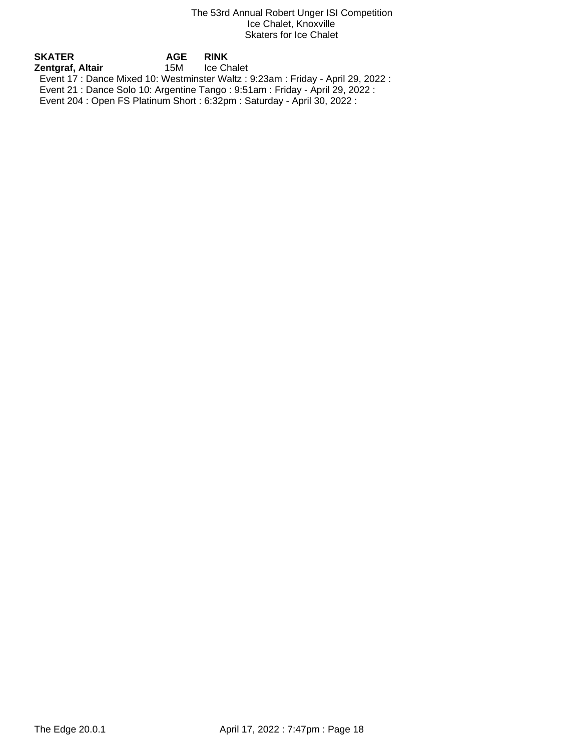The 53rd Annual Robert Unger ISI Competition
Ice Chalet, Knoxville
Skaters for Ice Chalet

| SKATER | AGE | RINK |
| --- | --- | --- |
| **Zentgraf, Altair** | 15M | Ice Chalet |

Event 17 : Dance Mixed 10: Westminster Waltz : 9:23am : Friday - April 29, 2022 :
Event 21 : Dance Solo 10: Argentine Tango : 9:51am : Friday - April 29, 2022 :
Event 204 : Open FS Platinum Short : 6:32pm : Saturday - April 30, 2022 :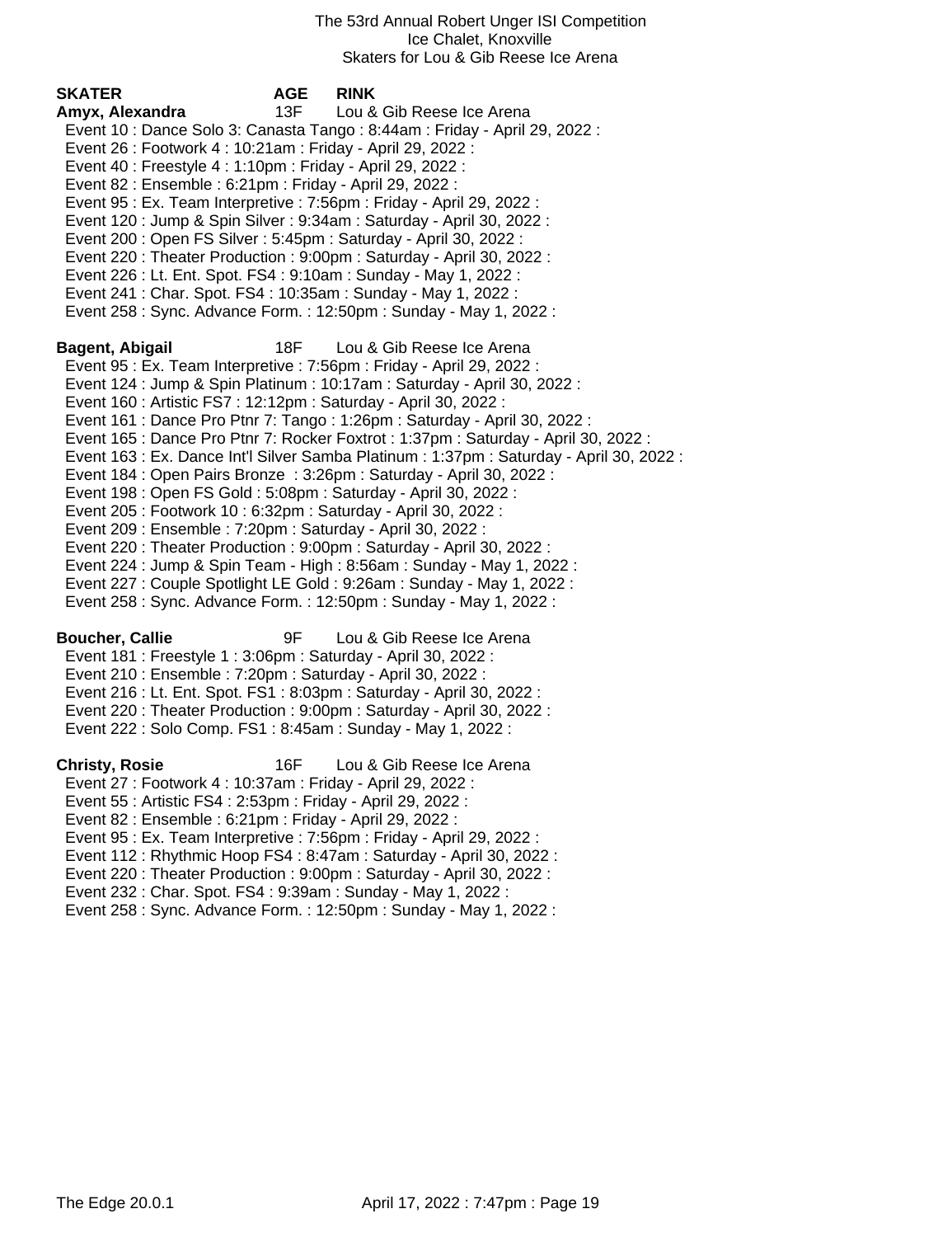The 53rd Annual Robert Unger ISI Competition
Ice Chalet, Knoxville
Skaters for Lou & Gib Reese Ice Arena

| SKATER | AGE | RINK |
|---|---|---|

**Amyx, Alexandra** 13F Lou & Gib Reese Ice Arena

- Event 10 : Dance Solo 3: Canasta Tango : 8:44am : Friday - April 29, 2022 :
- Event 26 : Footwork 4 : 10:21am : Friday - April 29, 2022 :
- Event 40 : Freestyle 4 : 1:10pm : Friday - April 29, 2022 :
- Event 82 : Ensemble : 6:21pm : Friday - April 29, 2022 :
- Event 95 : Ex. Team Interpretive : 7:56pm : Friday - April 29, 2022 :
- Event 120 : Jump & Spin Silver : 9:34am : Saturday - April 30, 2022 :
- Event 200 : Open FS Silver : 5:45pm : Saturday - April 30, 2022 :
- Event 220 : Theater Production : 9:00pm : Saturday - April 30, 2022 :
- Event 226 : Lt. Ent. Spot. FS4 : 9:10am : Sunday - May 1, 2022 :
- Event 241 : Char. Spot. FS4 : 10:35am : Sunday - May 1, 2022 :
- Event 258 : Sync. Advance Form. : 12:50pm : Sunday - May 1, 2022 :

**Bagent, Abigail** 18F Lou & Gib Reese Ice Arena

- Event 95 : Ex. Team Interpretive : 7:56pm : Friday - April 29, 2022 :
- Event 124 : Jump & Spin Platinum : 10:17am : Saturday - April 30, 2022 :
- Event 160 : Artistic FS7 : 12:12pm : Saturday - April 30, 2022 :
- Event 161 : Dance Pro Ptnr 7: Tango : 1:26pm : Saturday - April 30, 2022 :
- Event 165 : Dance Pro Ptnr 7: Rocker Foxtrot : 1:37pm : Saturday - April 30, 2022 :
- Event 163 : Ex. Dance Int'l Silver Samba Platinum : 1:37pm : Saturday - April 30, 2022 :
- Event 184 : Open Pairs Bronze : 3:26pm : Saturday - April 30, 2022 :
- Event 198 : Open FS Gold : 5:08pm : Saturday - April 30, 2022 :
- Event 205 : Footwork 10 : 6:32pm : Saturday - April 30, 2022 :
- Event 209 : Ensemble : 7:20pm : Saturday - April 30, 2022 :
- Event 220 : Theater Production : 9:00pm : Saturday - April 30, 2022 :
- Event 224 : Jump & Spin Team - High : 8:56am : Sunday - May 1, 2022 :
- Event 227 : Couple Spotlight LE Gold : 9:26am : Sunday - May 1, 2022 :
- Event 258 : Sync. Advance Form. : 12:50pm : Sunday - May 1, 2022 :

**Boucher, Callie** 9F Lou & Gib Reese Ice Arena

- Event 181 : Freestyle 1 : 3:06pm : Saturday - April 30, 2022 :
- Event 210 : Ensemble : 7:20pm : Saturday - April 30, 2022 :
- Event 216 : Lt. Ent. Spot. FS1 : 8:03pm : Saturday - April 30, 2022 :
- Event 220 : Theater Production : 9:00pm : Saturday - April 30, 2022 :
- Event 222 : Solo Comp. FS1 : 8:45am : Sunday - May 1, 2022 :

**Christy, Rosie** 16F Lou & Gib Reese Ice Arena

- Event 27 : Footwork 4 : 10:37am : Friday - April 29, 2022 :
- Event 55 : Artistic FS4 : 2:53pm : Friday - April 29, 2022 :
- Event 82 : Ensemble : 6:21pm : Friday - April 29, 2022 :
- Event 95 : Ex. Team Interpretive : 7:56pm : Friday - April 29, 2022 :
- Event 112 : Rhythmic Hoop FS4 : 8:47am : Saturday - April 30, 2022 :
- Event 220 : Theater Production : 9:00pm : Saturday - April 30, 2022 :
- Event 232 : Char. Spot. FS4 : 9:39am : Sunday - May 1, 2022 :
- Event 258 : Sync. Advance Form. : 12:50pm : Sunday - May 1, 2022 :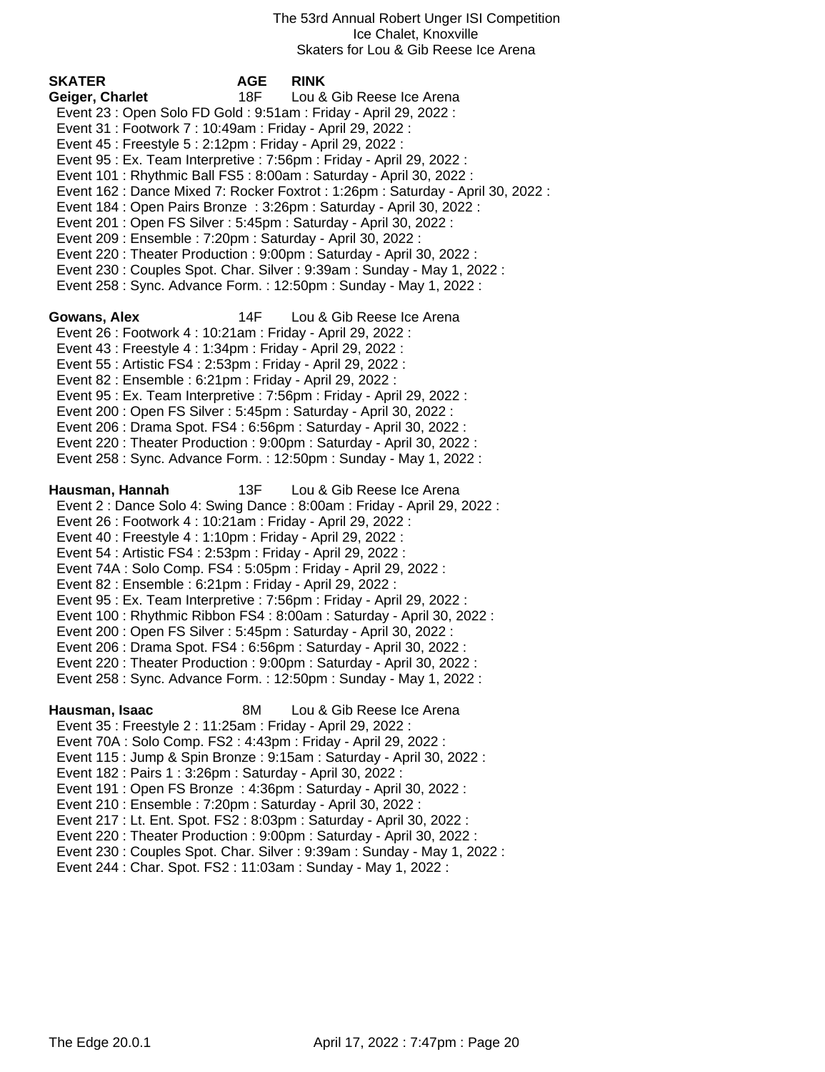The 53rd Annual Robert Unger ISI Competition
Ice Chalet, Knoxville
Skaters for Lou & Gib Reese Ice Arena

| SKATER | AGE | RINK |
|---|---|---|
| **Geiger, Charlet** | 18F | Lou & Gib Reese Ice Arena |

- Event 23 : Open Solo FD Gold : 9:51am : Friday - April 29, 2022 :
- Event 31 : Footwork 7 : 10:49am : Friday - April 29, 2022 :
- Event 45 : Freestyle 5 : 2:12pm : Friday - April 29, 2022 :
- Event 95 : Ex. Team Interpretive : 7:56pm : Friday - April 29, 2022 :
- Event 101 : Rhythmic Ball FS5 : 8:00am : Saturday - April 30, 2022 :
- Event 162 : Dance Mixed 7: Rocker Foxtrot : 1:26pm : Saturday - April 30, 2022 :
- Event 184 : Open Pairs Bronze : 3:26pm : Saturday - April 30, 2022 :
- Event 201 : Open FS Silver : 5:45pm : Saturday - April 30, 2022 :
- Event 209 : Ensemble : 7:20pm : Saturday - April 30, 2022 :
- Event 220 : Theater Production : 9:00pm : Saturday - April 30, 2022 :
- Event 230 : Couples Spot. Char. Silver : 9:39am : Sunday - May 1, 2022 :
- Event 258 : Sync. Advance Form. : 12:50pm : Sunday - May 1, 2022 :

| | | |
|---|---|---|
| **Gowans, Alex** | 14F | Lou & Gib Reese Ice Arena |

- Event 26 : Footwork 4 : 10:21am : Friday - April 29, 2022 :
- Event 43 : Freestyle 4 : 1:34pm : Friday - April 29, 2022 :
- Event 55 : Artistic FS4 : 2:53pm : Friday - April 29, 2022 :
- Event 82 : Ensemble : 6:21pm : Friday - April 29, 2022 :
- Event 95 : Ex. Team Interpretive : 7:56pm : Friday - April 29, 2022 :
- Event 200 : Open FS Silver : 5:45pm : Saturday - April 30, 2022 :
- Event 206 : Drama Spot. FS4 : 6:56pm : Saturday - April 30, 2022 :
- Event 220 : Theater Production : 9:00pm : Saturday - April 30, 2022 :
- Event 258 : Sync. Advance Form. : 12:50pm : Sunday - May 1, 2022 :

| | | |
|---|---|---|
| **Hausman, Hannah** | 13F | Lou & Gib Reese Ice Arena |

- Event 2 : Dance Solo 4: Swing Dance : 8:00am : Friday - April 29, 2022 :
- Event 26 : Footwork 4 : 10:21am : Friday - April 29, 2022 :
- Event 40 : Freestyle 4 : 1:10pm : Friday - April 29, 2022 :
- Event 54 : Artistic FS4 : 2:53pm : Friday - April 29, 2022 :
- Event 74A : Solo Comp. FS4 : 5:05pm : Friday - April 29, 2022 :
- Event 82 : Ensemble : 6:21pm : Friday - April 29, 2022 :
- Event 95 : Ex. Team Interpretive : 7:56pm : Friday - April 29, 2022 :
- Event 100 : Rhythmic Ribbon FS4 : 8:00am : Saturday - April 30, 2022 :
- Event 200 : Open FS Silver : 5:45pm : Saturday - April 30, 2022 :
- Event 206 : Drama Spot. FS4 : 6:56pm : Saturday - April 30, 2022 :
- Event 220 : Theater Production : 9:00pm : Saturday - April 30, 2022 :
- Event 258 : Sync. Advance Form. : 12:50pm : Sunday - May 1, 2022 :

| | | |
|---|---|---|
| **Hausman, Isaac** | 8M | Lou & Gib Reese Ice Arena |

- Event 35 : Freestyle 2 : 11:25am : Friday - April 29, 2022 :
- Event 70A : Solo Comp. FS2 : 4:43pm : Friday - April 29, 2022 :
- Event 115 : Jump & Spin Bronze : 9:15am : Saturday - April 30, 2022 :
- Event 182 : Pairs 1 : 3:26pm : Saturday - April 30, 2022 :
- Event 191 : Open FS Bronze : 4:36pm : Saturday - April 30, 2022 :
- Event 210 : Ensemble : 7:20pm : Saturday - April 30, 2022 :
- Event 217 : Lt. Ent. Spot. FS2 : 8:03pm : Saturday - April 30, 2022 :
- Event 220 : Theater Production : 9:00pm : Saturday - April 30, 2022 :
- Event 230 : Couples Spot. Char. Silver : 9:39am : Sunday - May 1, 2022 :
- Event 244 : Char. Spot. FS2 : 11:03am : Sunday - May 1, 2022 :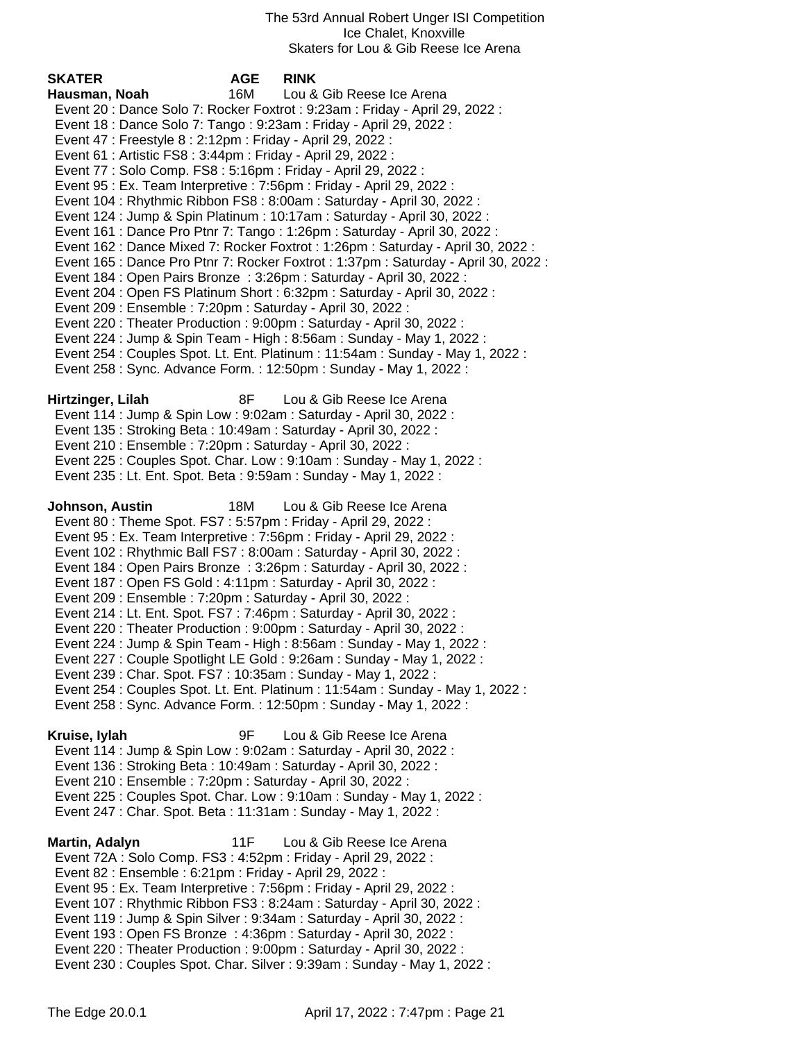The 53rd Annual Robert Unger ISI Competition
Ice Chalet, Knoxville
Skaters for Lou & Gib Reese Ice Arena

| **SKATER** | **AGE** | **RINK** |
|---|---|---|

**Hausman, Noah** 16M Lou & Gib Reese Ice Arena
- Event 20 : Dance Solo 7: Rocker Foxtrot : 9:23am : Friday - April 29, 2022 :
- Event 18 : Dance Solo 7: Tango : 9:23am : Friday - April 29, 2022 :
- Event 47 : Freestyle 8 : 2:12pm : Friday - April 29, 2022 :
- Event 61 : Artistic FS8 : 3:44pm : Friday - April 29, 2022 :
- Event 77 : Solo Comp. FS8 : 5:16pm : Friday - April 29, 2022 :
- Event 95 : Ex. Team Interpretive : 7:56pm : Friday - April 29, 2022 :
- Event 104 : Rhythmic Ribbon FS8 : 8:00am : Saturday - April 30, 2022 :
- Event 124 : Jump & Spin Platinum : 10:17am : Saturday - April 30, 2022 :
- Event 161 : Dance Pro Ptnr 7: Tango : 1:26pm : Saturday - April 30, 2022 :
- Event 162 : Dance Mixed 7: Rocker Foxtrot : 1:26pm : Saturday - April 30, 2022 :
- Event 165 : Dance Pro Ptnr 7: Rocker Foxtrot : 1:37pm : Saturday - April 30, 2022 :
- Event 184 : Open Pairs Bronze : 3:26pm : Saturday - April 30, 2022 :
- Event 204 : Open FS Platinum Short : 6:32pm : Saturday - April 30, 2022 :
- Event 209 : Ensemble : 7:20pm : Saturday - April 30, 2022 :
- Event 220 : Theater Production : 9:00pm : Saturday - April 30, 2022 :
- Event 224 : Jump & Spin Team - High : 8:56am : Sunday - May 1, 2022 :
- Event 254 : Couples Spot. Lt. Ent. Platinum : 11:54am : Sunday - May 1, 2022 :
- Event 258 : Sync. Advance Form. : 12:50pm : Sunday - May 1, 2022 :

**Hirtzinger, Lilah** 8F Lou & Gib Reese Ice Arena
- Event 114 : Jump & Spin Low : 9:02am : Saturday - April 30, 2022 :
- Event 135 : Stroking Beta : 10:49am : Saturday - April 30, 2022 :
- Event 210 : Ensemble : 7:20pm : Saturday - April 30, 2022 :
- Event 225 : Couples Spot. Char. Low : 9:10am : Sunday - May 1, 2022 :
- Event 235 : Lt. Ent. Spot. Beta : 9:59am : Sunday - May 1, 2022 :

**Johnson, Austin** 18M Lou & Gib Reese Ice Arena
- Event 80 : Theme Spot. FS7 : 5:57pm : Friday - April 29, 2022 :
- Event 95 : Ex. Team Interpretive : 7:56pm : Friday - April 29, 2022 :
- Event 102 : Rhythmic Ball FS7 : 8:00am : Saturday - April 30, 2022 :
- Event 184 : Open Pairs Bronze : 3:26pm : Saturday - April 30, 2022 :
- Event 187 : Open FS Gold : 4:11pm : Saturday - April 30, 2022 :
- Event 209 : Ensemble : 7:20pm : Saturday - April 30, 2022 :
- Event 214 : Lt. Ent. Spot. FS7 : 7:46pm : Saturday - April 30, 2022 :
- Event 220 : Theater Production : 9:00pm : Saturday - April 30, 2022 :
- Event 224 : Jump & Spin Team - High : 8:56am : Sunday - May 1, 2022 :
- Event 227 : Couple Spotlight LE Gold : 9:26am : Sunday - May 1, 2022 :
- Event 239 : Char. Spot. FS7 : 10:35am : Sunday - May 1, 2022 :
- Event 254 : Couples Spot. Lt. Ent. Platinum : 11:54am : Sunday - May 1, 2022 :
- Event 258 : Sync. Advance Form. : 12:50pm : Sunday - May 1, 2022 :

**Kruise, Iylah** 9F Lou & Gib Reese Ice Arena
- Event 114 : Jump & Spin Low : 9:02am : Saturday - April 30, 2022 :
- Event 136 : Stroking Beta : 10:49am : Saturday - April 30, 2022 :
- Event 210 : Ensemble : 7:20pm : Saturday - April 30, 2022 :
- Event 225 : Couples Spot. Char. Low : 9:10am : Sunday - May 1, 2022 :
- Event 247 : Char. Spot. Beta : 11:31am : Sunday - May 1, 2022 :

**Martin, Adalyn** 11F Lou & Gib Reese Ice Arena
- Event 72A : Solo Comp. FS3 : 4:52pm : Friday - April 29, 2022 :
- Event 82 : Ensemble : 6:21pm : Friday - April 29, 2022 :
- Event 95 : Ex. Team Interpretive : 7:56pm : Friday - April 29, 2022 :
- Event 107 : Rhythmic Ribbon FS3 : 8:24am : Saturday - April 30, 2022 :
- Event 119 : Jump & Spin Silver : 9:34am : Saturday - April 30, 2022 :
- Event 193 : Open FS Bronze : 4:36pm : Saturday - April 30, 2022 :
- Event 220 : Theater Production : 9:00pm : Saturday - April 30, 2022 :
- Event 230 : Couples Spot. Char. Silver : 9:39am : Sunday - May 1, 2022 :

The Edge 20.0.1 April 17, 2022 : 7:47pm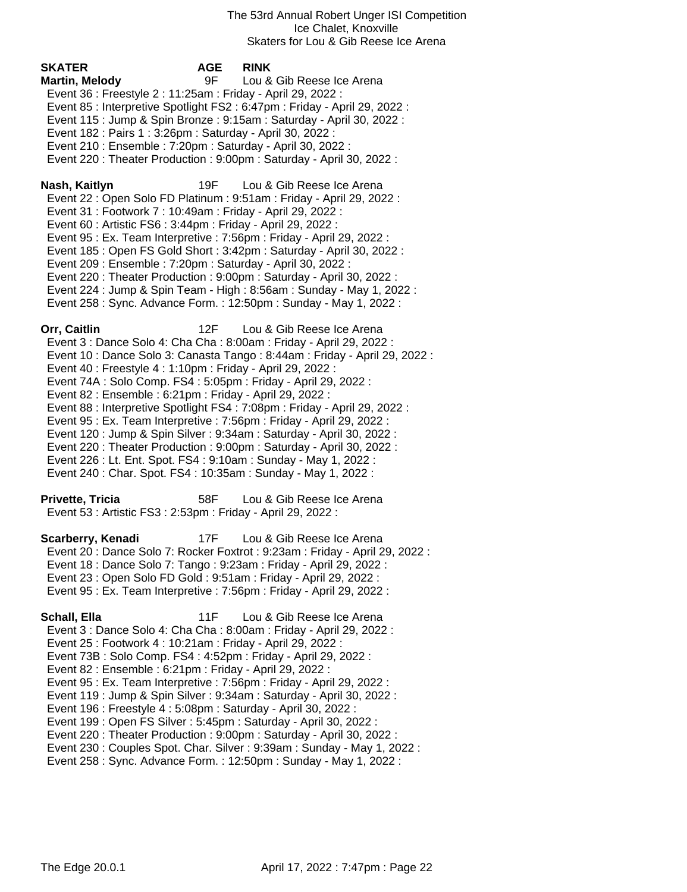The 53rd Annual Robert Unger ISI Competition
Ice Chalet, Knoxville
Skaters for Lou & Gib Reese Ice Arena

**SKATER** **AGE** **RINK**

**Martin, Melody** 9F Lou & Gib Reese Ice Arena
- Event 36 : Freestyle 2 : 11:25am : Friday - April 29, 2022 :
- Event 85 : Interpretive Spotlight FS2 : 6:47pm : Friday - April 29, 2022 :
- Event 115 : Jump & Spin Bronze : 9:15am : Saturday - April 30, 2022 :
- Event 182 : Pairs 1 : 3:26pm : Saturday - April 30, 2022 :
- Event 210 : Ensemble : 7:20pm : Saturday - April 30, 2022 :
- Event 220 : Theater Production : 9:00pm : Saturday - April 30, 2022 :

**Nash, Kaitlyn** 19F Lou & Gib Reese Ice Arena
- Event 22 : Open Solo FD Platinum : 9:51am : Friday - April 29, 2022 :
- Event 31 : Footwork 7 : 10:49am : Friday - April 29, 2022 :
- Event 60 : Artistic FS6 : 3:44pm : Friday - April 29, 2022 :
- Event 95 : Ex. Team Interpretive : 7:56pm : Friday - April 29, 2022 :
- Event 185 : Open FS Gold Short : 3:42pm : Saturday - April 30, 2022 :
- Event 209 : Ensemble : 7:20pm : Saturday - April 30, 2022 :
- Event 220 : Theater Production : 9:00pm : Saturday - April 30, 2022 :
- Event 224 : Jump & Spin Team - High : 8:56am : Sunday - May 1, 2022 :
- Event 258 : Sync. Advance Form. : 12:50pm : Sunday - May 1, 2022 :

**Orr, Caitlin** 12F Lou & Gib Reese Ice Arena
- Event 3 : Dance Solo 4: Cha Cha : 8:00am : Friday - April 29, 2022 :
- Event 10 : Dance Solo 3: Canasta Tango : 8:44am : Friday - April 29, 2022 :
- Event 40 : Freestyle 4 : 1:10pm : Friday - April 29, 2022 :
- Event 74A : Solo Comp. FS4 : 5:05pm : Friday - April 29, 2022 :
- Event 82 : Ensemble : 6:21pm : Friday - April 29, 2022 :
- Event 88 : Interpretive Spotlight FS4 : 7:08pm : Friday - April 29, 2022 :
- Event 95 : Ex. Team Interpretive : 7:56pm : Friday - April 29, 2022 :
- Event 120 : Jump & Spin Silver : 9:34am : Saturday - April 30, 2022 :
- Event 220 : Theater Production : 9:00pm : Saturday - April 30, 2022 :
- Event 226 : Lt. Ent. Spot. FS4 : 9:10am : Sunday - May 1, 2022 :
- Event 240 : Char. Spot. FS4 : 10:35am : Sunday - May 1, 2022 :

**Privette, Tricia** 58F Lou & Gib Reese Ice Arena
- Event 53 : Artistic FS3 : 2:53pm : Friday - April 29, 2022 :

**Scarberry, Kenadi** 17F Lou & Gib Reese Ice Arena
- Event 20 : Dance Solo 7: Rocker Foxtrot : 9:23am : Friday - April 29, 2022 :
- Event 18 : Dance Solo 7: Tango : 9:23am : Friday - April 29, 2022 :
- Event 23 : Open Solo FD Gold : 9:51am : Friday - April 29, 2022 :
- Event 95 : Ex. Team Interpretive : 7:56pm : Friday - April 29, 2022 :

**Schall, Ella** 11F Lou & Gib Reese Ice Arena
- Event 3 : Dance Solo 4: Cha Cha : 8:00am : Friday - April 29, 2022 :
- Event 25 : Footwork 4 : 10:21am : Friday - April 29, 2022 :
- Event 73B : Solo Comp. FS4 : 4:52pm : Friday - April 29, 2022 :
- Event 82 : Ensemble : 6:21pm : Friday - April 29, 2022 :
- Event 95 : Ex. Team Interpretive : 7:56pm : Friday - April 29, 2022 :
- Event 119 : Jump & Spin Silver : 9:34am : Saturday - April 30, 2022 :
- Event 196 : Freestyle 4 : 5:08pm : Saturday - April 30, 2022 :
- Event 199 : Open FS Silver : 5:45pm : Saturday - April 30, 2022 :
- Event 220 : Theater Production : 9:00pm : Saturday - April 30, 2022 :
- Event 230 : Couples Spot. Char. Silver : 9:39am : Sunday - May 1, 2022 :
- Event 258 : Sync. Advance Form. : 12:50pm : Sunday - May 1, 2022 :

The Edge 20.0.1 April 17, 2022 : 7:47pm